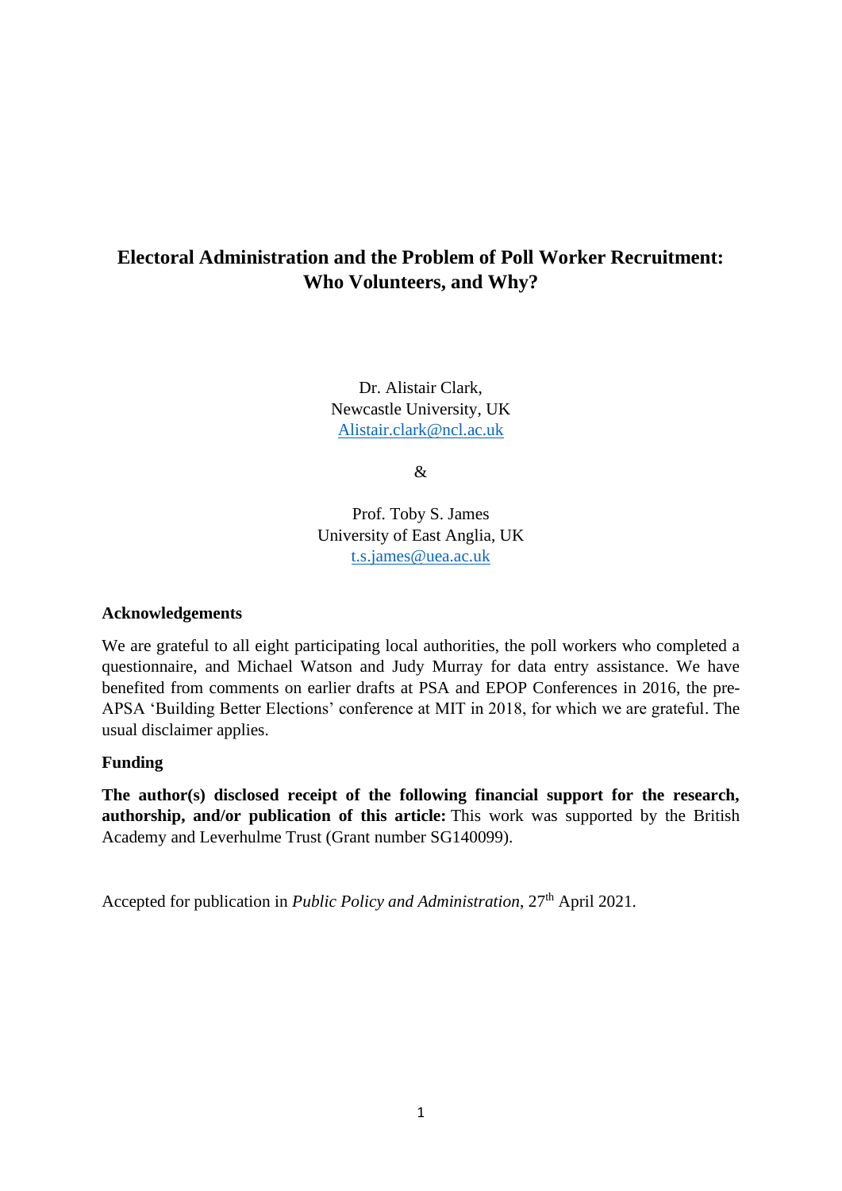# Electoral Administration and the Problem of Poll Worker Recruitment: Who Volunteers, and Why?

Dr. Alistair Clark,
Newcastle University, UK
Alistair.clark@ncl.ac.uk

&

Prof. Toby S. James
University of East Anglia, UK
t.s.james@uea.ac.uk

**Acknowledgements**

We are grateful to all eight participating local authorities, the poll workers who completed a questionnaire, and Michael Watson and Judy Murray for data entry assistance. We have benefited from comments on earlier drafts at PSA and EPOP Conferences in 2016, the pre-APSA 'Building Better Elections' conference at MIT in 2018, for which we are grateful. The usual disclaimer applies.

**Funding**

**The author(s) disclosed receipt of the following financial support for the research, authorship, and/or publication of this article:** This work was supported by the British Academy and Leverhulme Trust (Grant number SG140099).

Accepted for publication in *Public Policy and Administration*, 27th April 2021.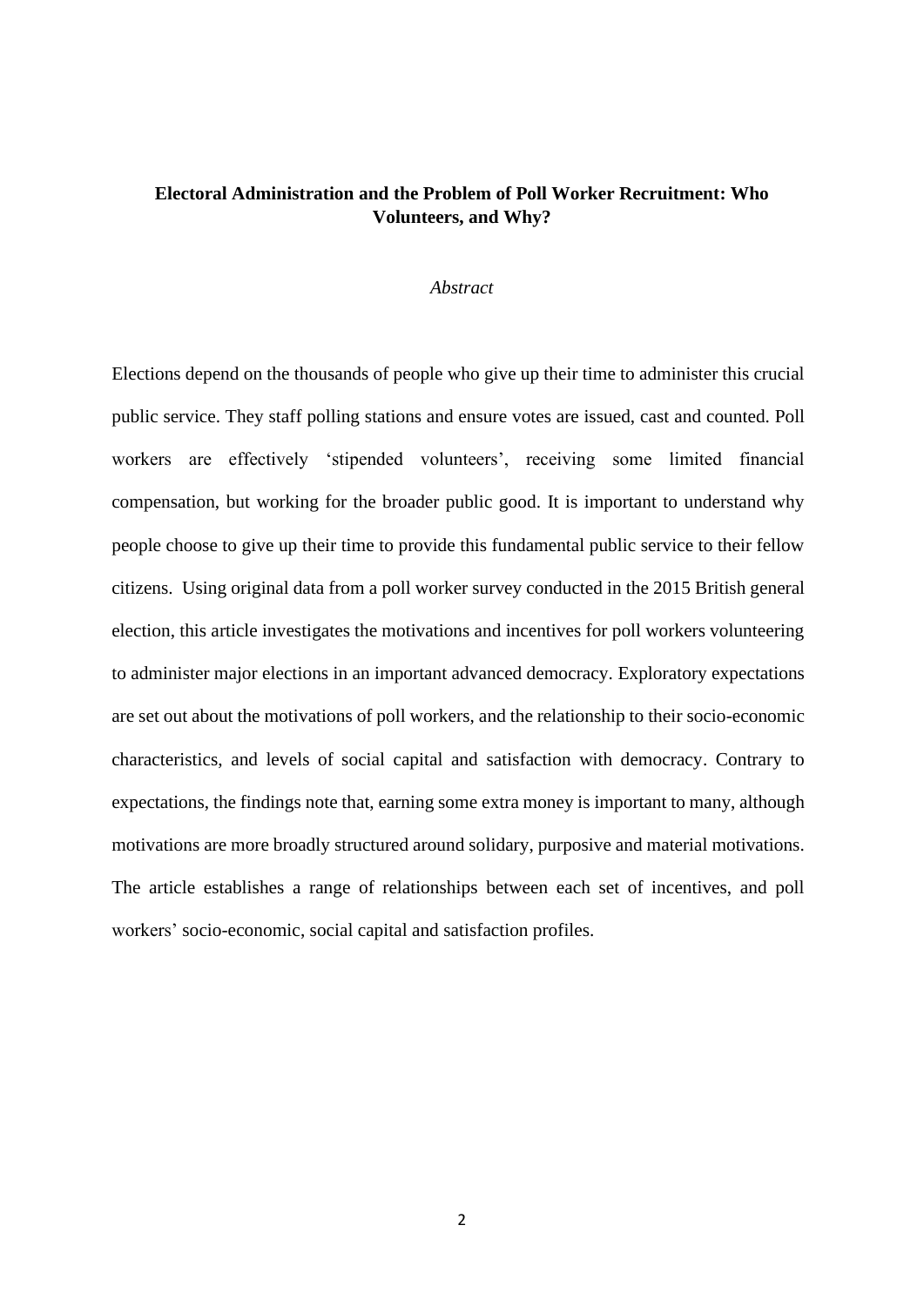**Electoral Administration and the Problem of Poll Worker Recruitment: Who Volunteers, and Why?**

*Abstract*

Elections depend on the thousands of people who give up their time to administer this crucial public service. They staff polling stations and ensure votes are issued, cast and counted. Poll workers are effectively 'stipended volunteers', receiving some limited financial compensation, but working for the broader public good. It is important to understand why people choose to give up their time to provide this fundamental public service to their fellow citizens. Using original data from a poll worker survey conducted in the 2015 British general election, this article investigates the motivations and incentives for poll workers volunteering to administer major elections in an important advanced democracy. Exploratory expectations are set out about the motivations of poll workers, and the relationship to their socio-economic characteristics, and levels of social capital and satisfaction with democracy. Contrary to expectations, the findings note that, earning some extra money is important to many, although motivations are more broadly structured around solidary, purposive and material motivations. The article establishes a range of relationships between each set of incentives, and poll workers' socio-economic, social capital and satisfaction profiles.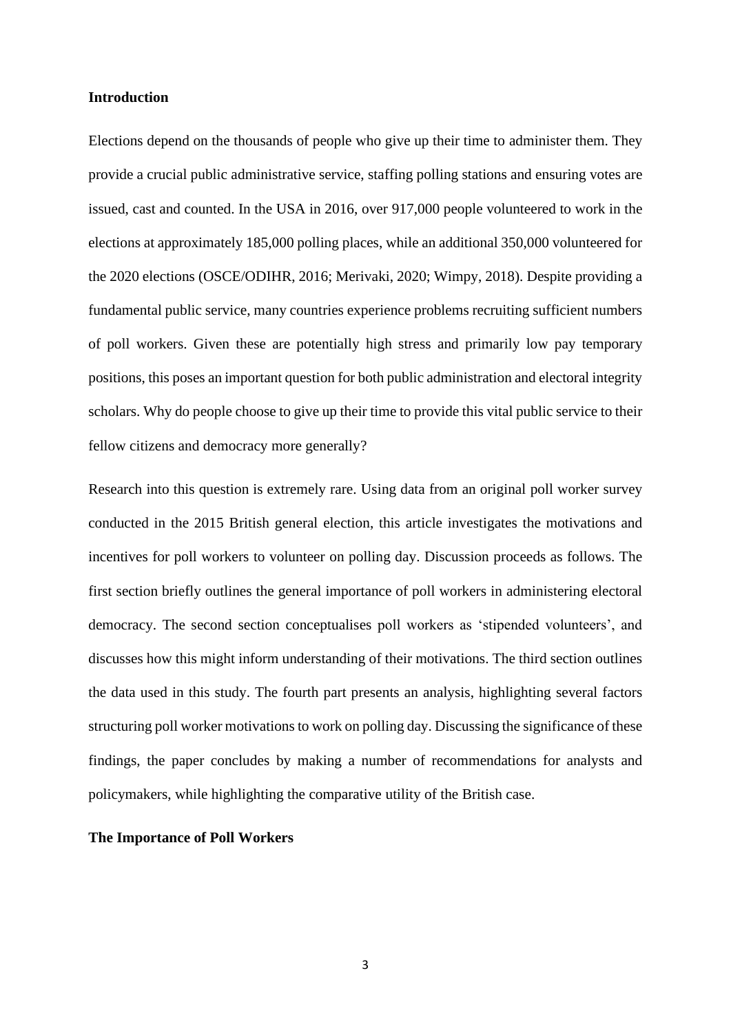## Introduction

Elections depend on the thousands of people who give up their time to administer them. They provide a crucial public administrative service, staffing polling stations and ensuring votes are issued, cast and counted. In the USA in 2016, over 917,000 people volunteered to work in the elections at approximately 185,000 polling places, while an additional 350,000 volunteered for the 2020 elections (OSCE/ODIHR, 2016; Merivaki, 2020; Wimpy, 2018). Despite providing a fundamental public service, many countries experience problems recruiting sufficient numbers of poll workers. Given these are potentially high stress and primarily low pay temporary positions, this poses an important question for both public administration and electoral integrity scholars. Why do people choose to give up their time to provide this vital public service to their fellow citizens and democracy more generally?

Research into this question is extremely rare. Using data from an original poll worker survey conducted in the 2015 British general election, this article investigates the motivations and incentives for poll workers to volunteer on polling day. Discussion proceeds as follows. The first section briefly outlines the general importance of poll workers in administering electoral democracy. The second section conceptualises poll workers as 'stipended volunteers', and discusses how this might inform understanding of their motivations. The third section outlines the data used in this study. The fourth part presents an analysis, highlighting several factors structuring poll worker motivations to work on polling day. Discussing the significance of these findings, the paper concludes by making a number of recommendations for analysts and policymakers, while highlighting the comparative utility of the British case.

## The Importance of Poll Workers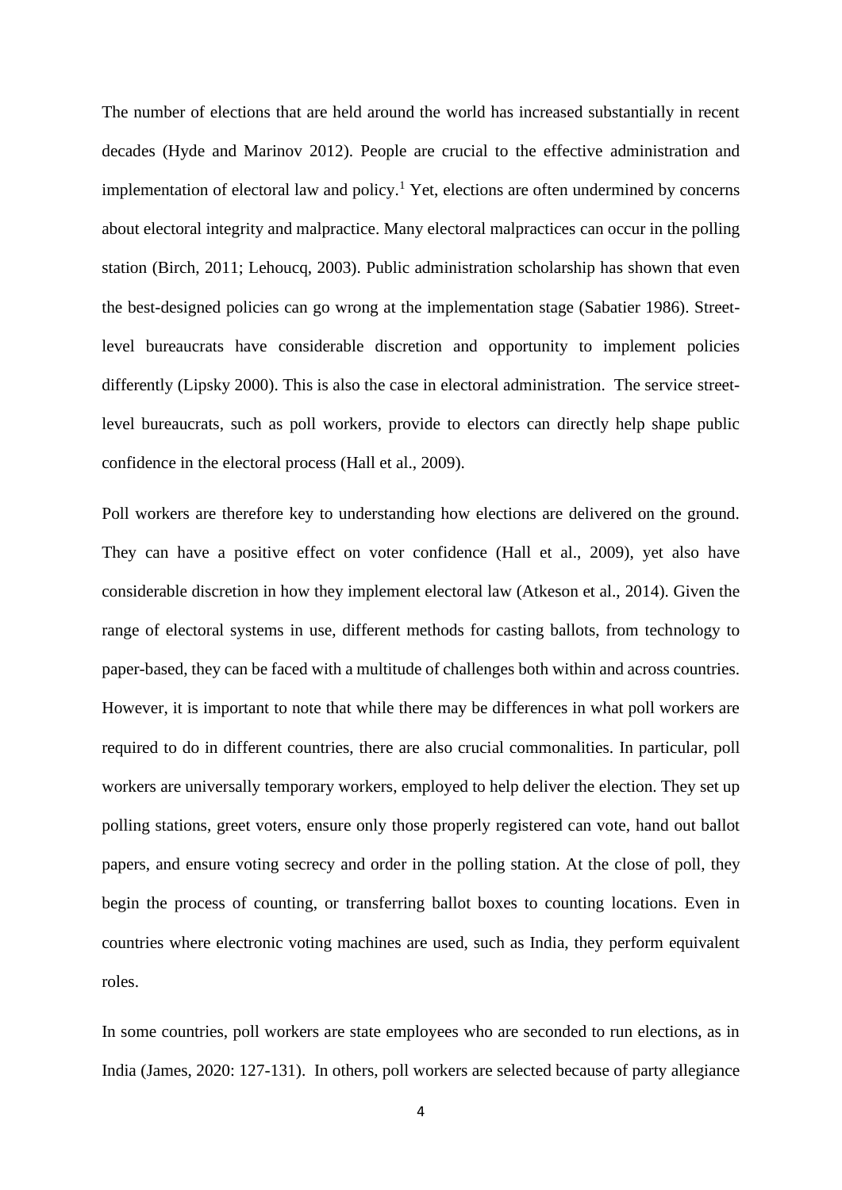The number of elections that are held around the world has increased substantially in recent decades (Hyde and Marinov 2012). People are crucial to the effective administration and implementation of electoral law and policy.[1] Yet, elections are often undermined by concerns about electoral integrity and malpractice. Many electoral malpractices can occur in the polling station (Birch, 2011; Lehoucq, 2003). Public administration scholarship has shown that even the best-designed policies can go wrong at the implementation stage (Sabatier 1986). Street-level bureaucrats have considerable discretion and opportunity to implement policies differently (Lipsky 2000). This is also the case in electoral administration. The service street-level bureaucrats, such as poll workers, provide to electors can directly help shape public confidence in the electoral process (Hall et al., 2009).

Poll workers are therefore key to understanding how elections are delivered on the ground. They can have a positive effect on voter confidence (Hall et al., 2009), yet also have considerable discretion in how they implement electoral law (Atkeson et al., 2014). Given the range of electoral systems in use, different methods for casting ballots, from technology to paper-based, they can be faced with a multitude of challenges both within and across countries. However, it is important to note that while there may be differences in what poll workers are required to do in different countries, there are also crucial commonalities. In particular, poll workers are universally temporary workers, employed to help deliver the election. They set up polling stations, greet voters, ensure only those properly registered can vote, hand out ballot papers, and ensure voting secrecy and order in the polling station. At the close of poll, they begin the process of counting, or transferring ballot boxes to counting locations. Even in countries where electronic voting machines are used, such as India, they perform equivalent roles.

In some countries, poll workers are state employees who are seconded to run elections, as in India (James, 2020: 127-131). In others, poll workers are selected because of party allegiance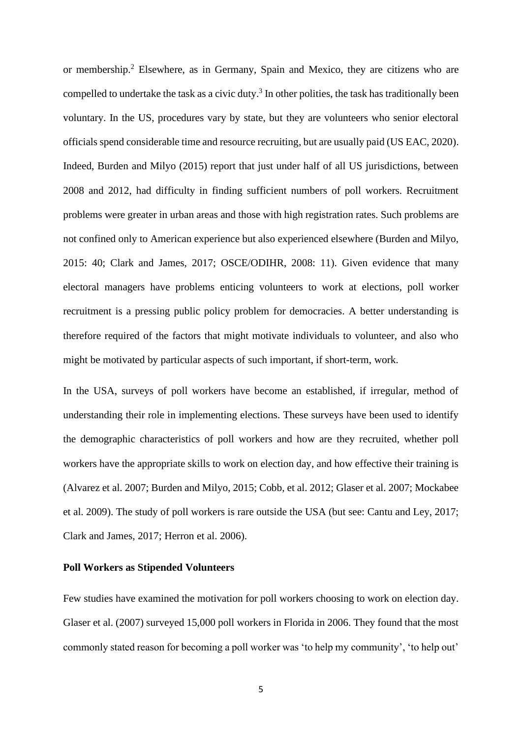or membership.[2] Elsewhere, as in Germany, Spain and Mexico, they are citizens who are compelled to undertake the task as a civic duty.[3] In other polities, the task has traditionally been voluntary. In the US, procedures vary by state, but they are volunteers who senior electoral officials spend considerable time and resource recruiting, but are usually paid (US EAC, 2020). Indeed, Burden and Milyo (2015) report that just under half of all US jurisdictions, between 2008 and 2012, had difficulty in finding sufficient numbers of poll workers. Recruitment problems were greater in urban areas and those with high registration rates. Such problems are not confined only to American experience but also experienced elsewhere (Burden and Milyo, 2015: 40; Clark and James, 2017; OSCE/ODIHR, 2008: 11). Given evidence that many electoral managers have problems enticing volunteers to work at elections, poll worker recruitment is a pressing public policy problem for democracies. A better understanding is therefore required of the factors that might motivate individuals to volunteer, and also who might be motivated by particular aspects of such important, if short-term, work.

In the USA, surveys of poll workers have become an established, if irregular, method of understanding their role in implementing elections. These surveys have been used to identify the demographic characteristics of poll workers and how are they recruited, whether poll workers have the appropriate skills to work on election day, and how effective their training is (Alvarez et al. 2007; Burden and Milyo, 2015; Cobb, et al. 2012; Glaser et al. 2007; Mockabee et al. 2009). The study of poll workers is rare outside the USA (but see: Cantu and Ley, 2017; Clark and James, 2017; Herron et al. 2006).

### Poll Workers as Stipended Volunteers

Few studies have examined the motivation for poll workers choosing to work on election day. Glaser et al. (2007) surveyed 15,000 poll workers in Florida in 2006. They found that the most commonly stated reason for becoming a poll worker was 'to help my community', 'to help out'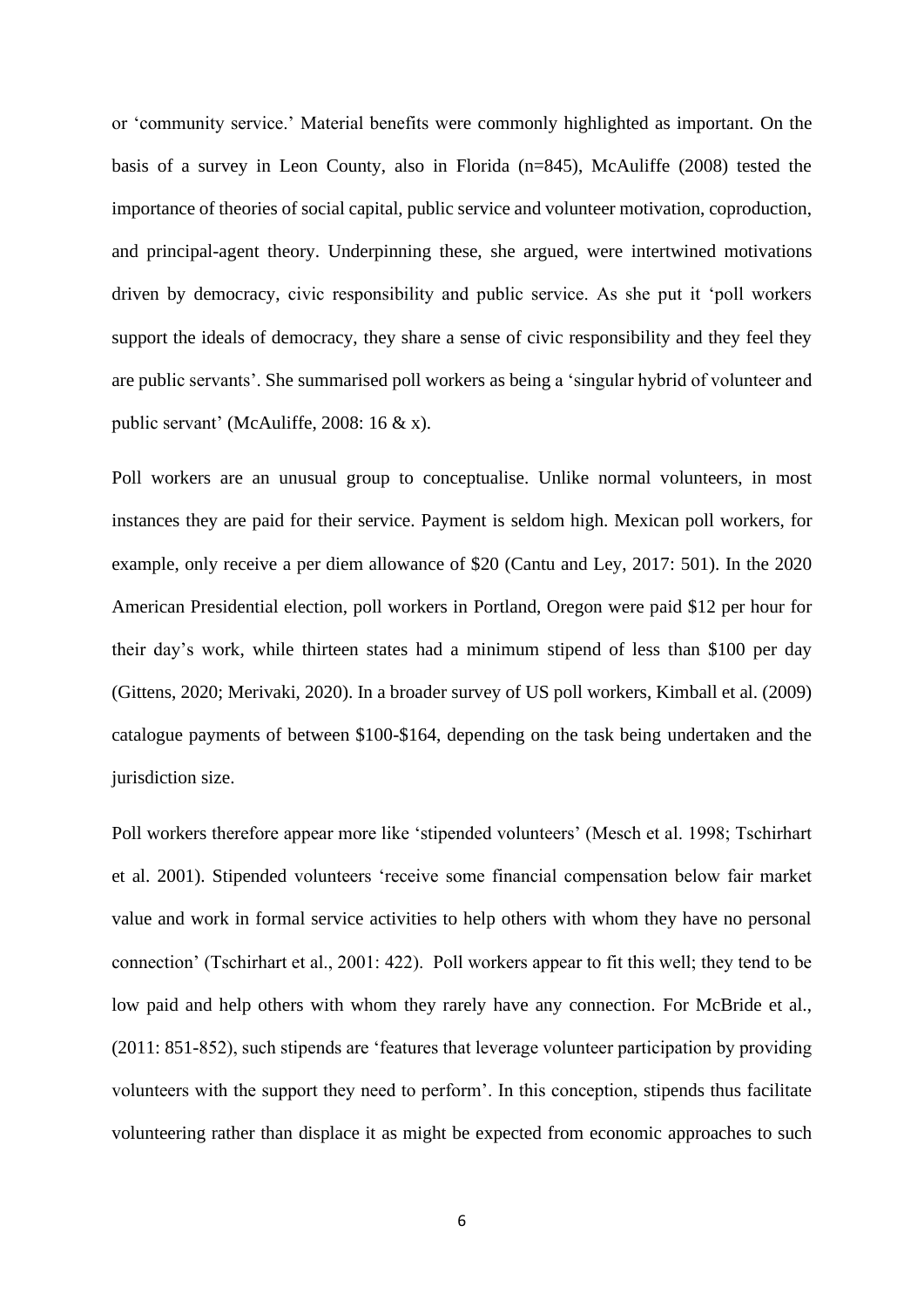or 'community service.' Material benefits were commonly highlighted as important. On the basis of a survey in Leon County, also in Florida (n=845), McAuliffe (2008) tested the importance of theories of social capital, public service and volunteer motivation, coproduction, and principal-agent theory. Underpinning these, she argued, were intertwined motivations driven by democracy, civic responsibility and public service. As she put it 'poll workers support the ideals of democracy, they share a sense of civic responsibility and they feel they are public servants'. She summarised poll workers as being a 'singular hybrid of volunteer and public servant' (McAuliffe, 2008: 16 & x).

Poll workers are an unusual group to conceptualise. Unlike normal volunteers, in most instances they are paid for their service. Payment is seldom high. Mexican poll workers, for example, only receive a per diem allowance of $20 (Cantu and Ley, 2017: 501). In the 2020 American Presidential election, poll workers in Portland, Oregon were paid $12 per hour for their day's work, while thirteen states had a minimum stipend of less than $100 per day (Gittens, 2020; Merivaki, 2020). In a broader survey of US poll workers, Kimball et al. (2009) catalogue payments of between $100-$164, depending on the task being undertaken and the jurisdiction size.

Poll workers therefore appear more like 'stipended volunteers' (Mesch et al. 1998; Tschirhart et al. 2001). Stipended volunteers 'receive some financial compensation below fair market value and work in formal service activities to help others with whom they have no personal connection' (Tschirhart et al., 2001: 422). Poll workers appear to fit this well; they tend to be low paid and help others with whom they rarely have any connection. For McBride et al., (2011: 851-852), such stipends are 'features that leverage volunteer participation by providing volunteers with the support they need to perform'. In this conception, stipends thus facilitate volunteering rather than displace it as might be expected from economic approaches to such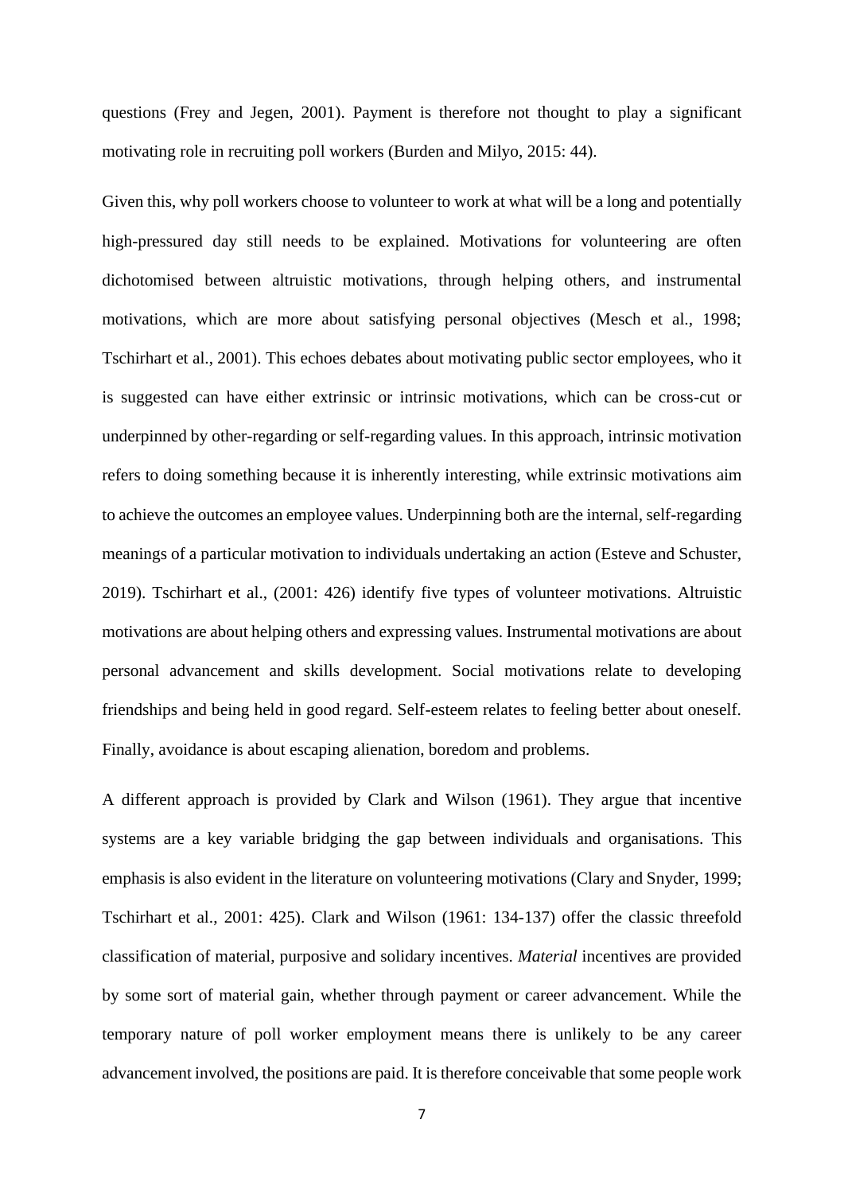questions (Frey and Jegen, 2001). Payment is therefore not thought to play a significant motivating role in recruiting poll workers (Burden and Milyo, 2015: 44).

Given this, why poll workers choose to volunteer to work at what will be a long and potentially high-pressured day still needs to be explained. Motivations for volunteering are often dichotomised between altruistic motivations, through helping others, and instrumental motivations, which are more about satisfying personal objectives (Mesch et al., 1998; Tschirhart et al., 2001). This echoes debates about motivating public sector employees, who it is suggested can have either extrinsic or intrinsic motivations, which can be cross-cut or underpinned by other-regarding or self-regarding values. In this approach, intrinsic motivation refers to doing something because it is inherently interesting, while extrinsic motivations aim to achieve the outcomes an employee values. Underpinning both are the internal, self-regarding meanings of a particular motivation to individuals undertaking an action (Esteve and Schuster, 2019). Tschirhart et al., (2001: 426) identify five types of volunteer motivations. Altruistic motivations are about helping others and expressing values. Instrumental motivations are about personal advancement and skills development. Social motivations relate to developing friendships and being held in good regard. Self-esteem relates to feeling better about oneself. Finally, avoidance is about escaping alienation, boredom and problems.

A different approach is provided by Clark and Wilson (1961). They argue that incentive systems are a key variable bridging the gap between individuals and organisations. This emphasis is also evident in the literature on volunteering motivations (Clary and Snyder, 1999; Tschirhart et al., 2001: 425). Clark and Wilson (1961: 134-137) offer the classic threefold classification of material, purposive and solidary incentives. *Material* incentives are provided by some sort of material gain, whether through payment or career advancement. While the temporary nature of poll worker employment means there is unlikely to be any career advancement involved, the positions are paid. It is therefore conceivable that some people work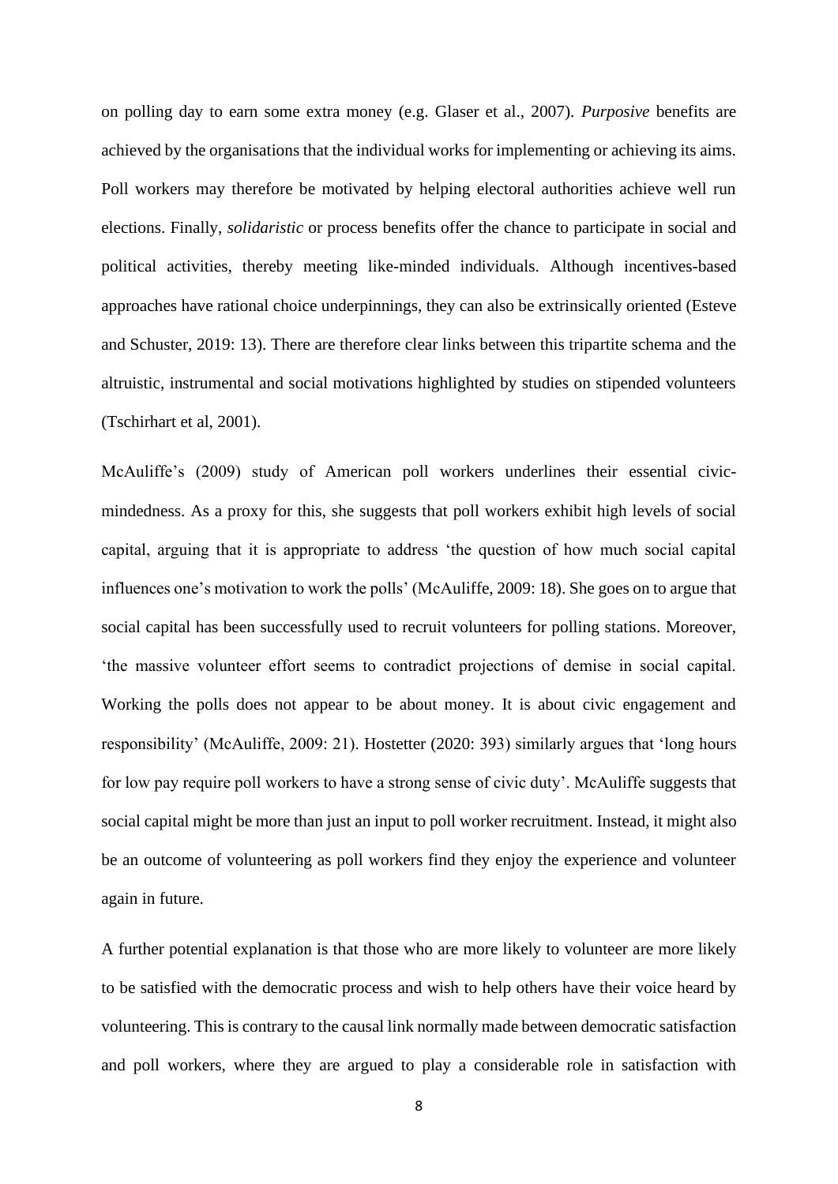on polling day to earn some extra money (e.g. Glaser et al., 2007). *Purposive* benefits are achieved by the organisations that the individual works for implementing or achieving its aims. Poll workers may therefore be motivated by helping electoral authorities achieve well run elections. Finally, *solidaristic* or process benefits offer the chance to participate in social and political activities, thereby meeting like-minded individuals. Although incentives-based approaches have rational choice underpinnings, they can also be extrinsically oriented (Esteve and Schuster, 2019: 13). There are therefore clear links between this tripartite schema and the altruistic, instrumental and social motivations highlighted by studies on stipended volunteers (Tschirhart et al, 2001).

McAuliffe's (2009) study of American poll workers underlines their essential civic-mindedness. As a proxy for this, she suggests that poll workers exhibit high levels of social capital, arguing that it is appropriate to address 'the question of how much social capital influences one's motivation to work the polls' (McAuliffe, 2009: 18). She goes on to argue that social capital has been successfully used to recruit volunteers for polling stations. Moreover, 'the massive volunteer effort seems to contradict projections of demise in social capital. Working the polls does not appear to be about money. It is about civic engagement and responsibility' (McAuliffe, 2009: 21). Hostetter (2020: 393) similarly argues that 'long hours for low pay require poll workers to have a strong sense of civic duty'. McAuliffe suggests that social capital might be more than just an input to poll worker recruitment. Instead, it might also be an outcome of volunteering as poll workers find they enjoy the experience and volunteer again in future.

A further potential explanation is that those who are more likely to volunteer are more likely to be satisfied with the democratic process and wish to help others have their voice heard by volunteering. This is contrary to the causal link normally made between democratic satisfaction and poll workers, where they are argued to play a considerable role in satisfaction with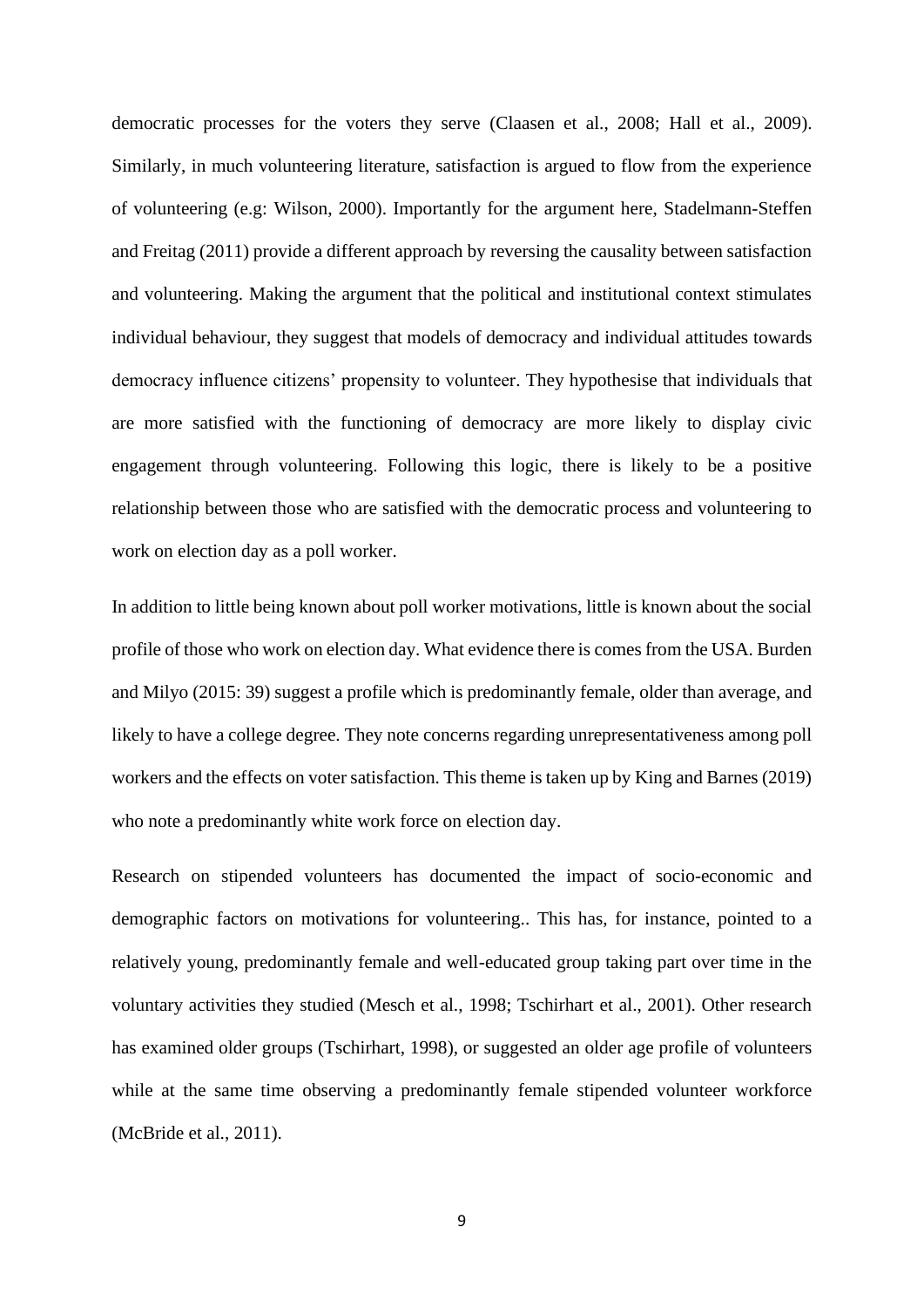democratic processes for the voters they serve (Claasen et al., 2008; Hall et al., 2009). Similarly, in much volunteering literature, satisfaction is argued to flow from the experience of volunteering (e.g: Wilson, 2000). Importantly for the argument here, Stadelmann-Steffen and Freitag (2011) provide a different approach by reversing the causality between satisfaction and volunteering. Making the argument that the political and institutional context stimulates individual behaviour, they suggest that models of democracy and individual attitudes towards democracy influence citizens' propensity to volunteer. They hypothesise that individuals that are more satisfied with the functioning of democracy are more likely to display civic engagement through volunteering. Following this logic, there is likely to be a positive relationship between those who are satisfied with the democratic process and volunteering to work on election day as a poll worker.

In addition to little being known about poll worker motivations, little is known about the social profile of those who work on election day. What evidence there is comes from the USA. Burden and Milyo (2015: 39) suggest a profile which is predominantly female, older than average, and likely to have a college degree. They note concerns regarding unrepresentativeness among poll workers and the effects on voter satisfaction. This theme is taken up by King and Barnes (2019) who note a predominantly white work force on election day.

Research on stipended volunteers has documented the impact of socio-economic and demographic factors on motivations for volunteering.. This has, for instance, pointed to a relatively young, predominantly female and well-educated group taking part over time in the voluntary activities they studied (Mesch et al., 1998; Tschirhart et al., 2001). Other research has examined older groups (Tschirhart, 1998), or suggested an older age profile of volunteers while at the same time observing a predominantly female stipended volunteer workforce (McBride et al., 2011).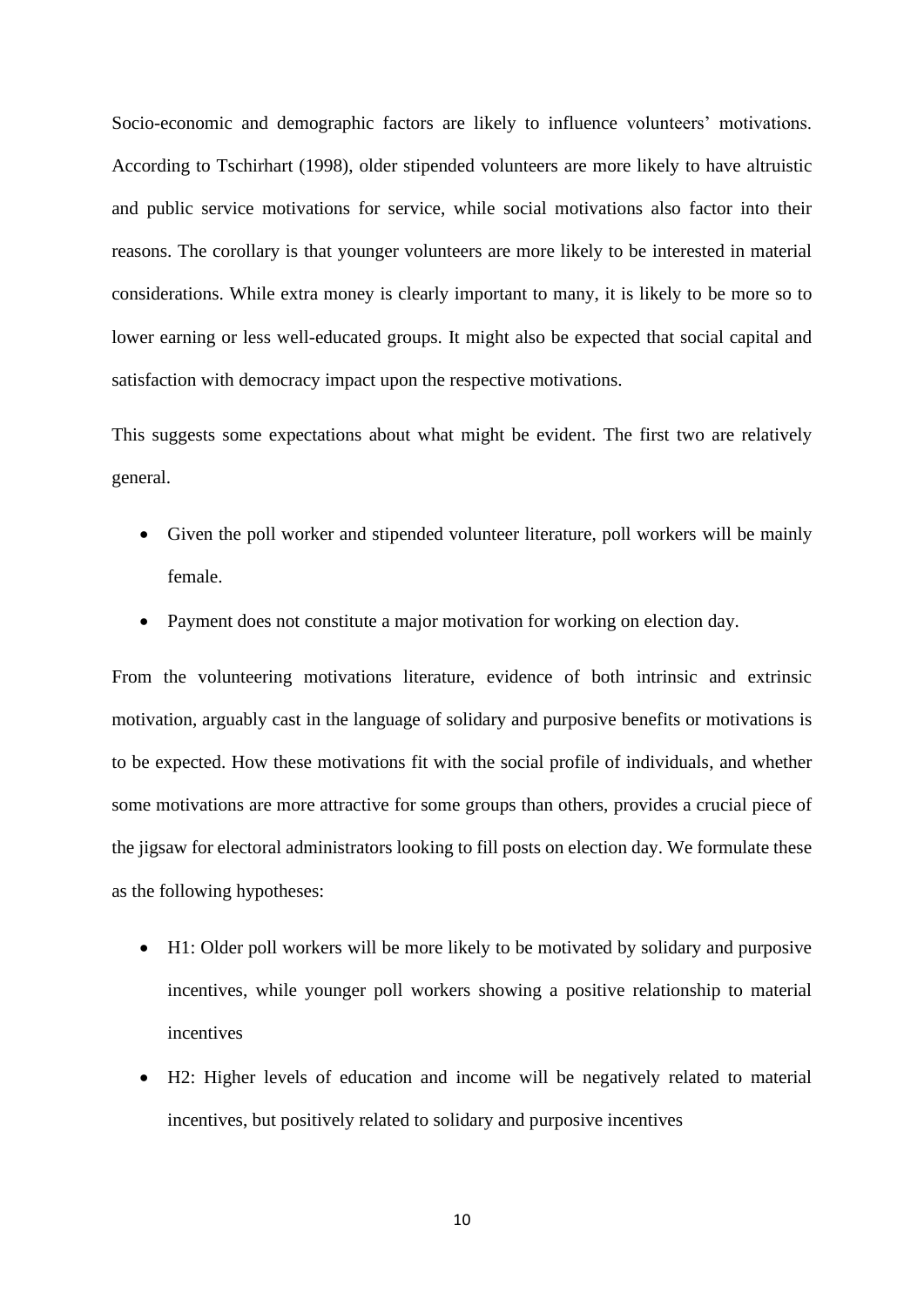Socio-economic and demographic factors are likely to influence volunteers' motivations. According to Tschirhart (1998), older stipended volunteers are more likely to have altruistic and public service motivations for service, while social motivations also factor into their reasons. The corollary is that younger volunteers are more likely to be interested in material considerations. While extra money is clearly important to many, it is likely to be more so to lower earning or less well-educated groups. It might also be expected that social capital and satisfaction with democracy impact upon the respective motivations.

This suggests some expectations about what might be evident. The first two are relatively general.

- Given the poll worker and stipended volunteer literature, poll workers will be mainly female.
- Payment does not constitute a major motivation for working on election day.

From the volunteering motivations literature, evidence of both intrinsic and extrinsic motivation, arguably cast in the language of solidary and purposive benefits or motivations is to be expected. How these motivations fit with the social profile of individuals, and whether some motivations are more attractive for some groups than others, provides a crucial piece of the jigsaw for electoral administrators looking to fill posts on election day. We formulate these as the following hypotheses:

- H1: Older poll workers will be more likely to be motivated by solidary and purposive incentives, while younger poll workers showing a positive relationship to material incentives
- H2: Higher levels of education and income will be negatively related to material incentives, but positively related to solidary and purposive incentives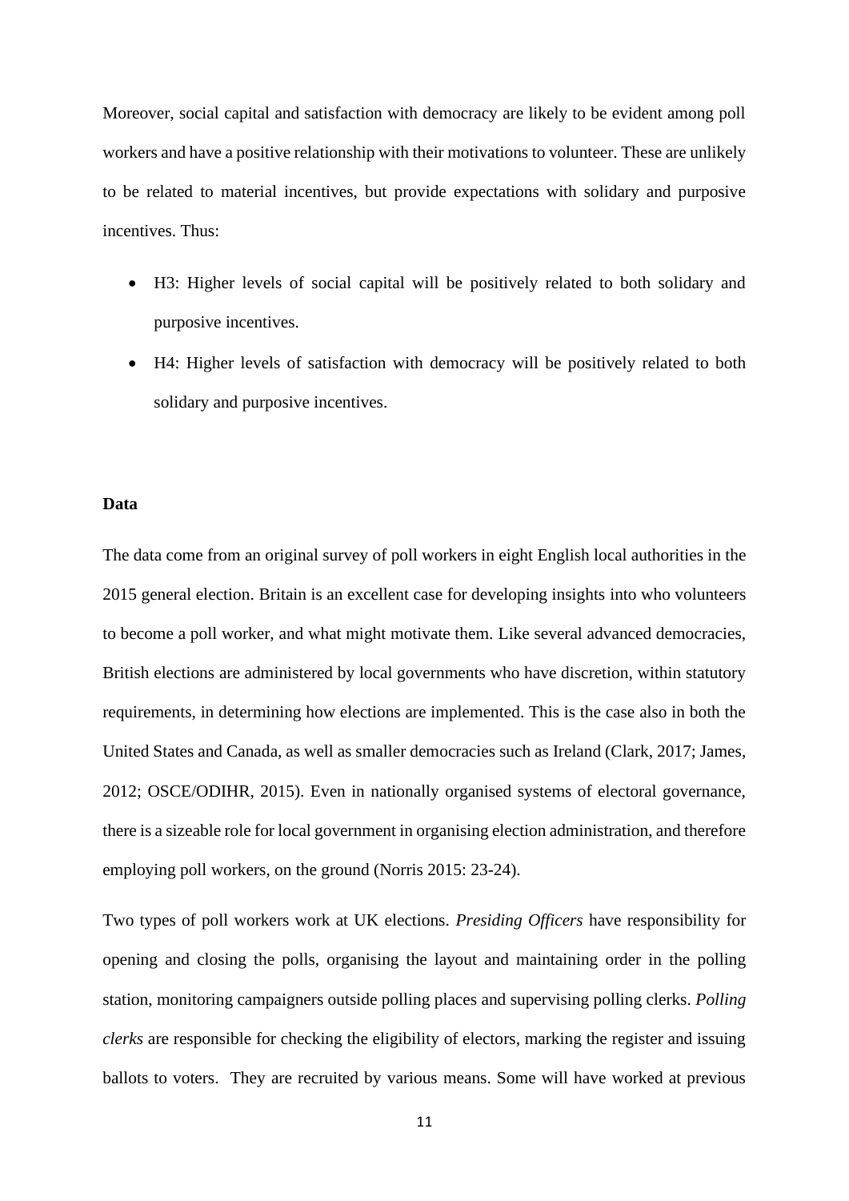Moreover, social capital and satisfaction with democracy are likely to be evident among poll workers and have a positive relationship with their motivations to volunteer. These are unlikely to be related to material incentives, but provide expectations with solidary and purposive incentives. Thus:

- H3: Higher levels of social capital will be positively related to both solidary and purposive incentives.
- H4: Higher levels of satisfaction with democracy will be positively related to both solidary and purposive incentives.

**Data**

The data come from an original survey of poll workers in eight English local authorities in the 2015 general election. Britain is an excellent case for developing insights into who volunteers to become a poll worker, and what might motivate them. Like several advanced democracies, British elections are administered by local governments who have discretion, within statutory requirements, in determining how elections are implemented. This is the case also in both the United States and Canada, as well as smaller democracies such as Ireland (Clark, 2017; James, 2012; OSCE/ODIHR, 2015). Even in nationally organised systems of electoral governance, there is a sizeable role for local government in organising election administration, and therefore employing poll workers, on the ground (Norris 2015: 23-24).

Two types of poll workers work at UK elections. *Presiding Officers* have responsibility for opening and closing the polls, organising the layout and maintaining order in the polling station, monitoring campaigners outside polling places and supervising polling clerks. *Polling clerks* are responsible for checking the eligibility of electors, marking the register and issuing ballots to voters. They are recruited by various means. Some will have worked at previous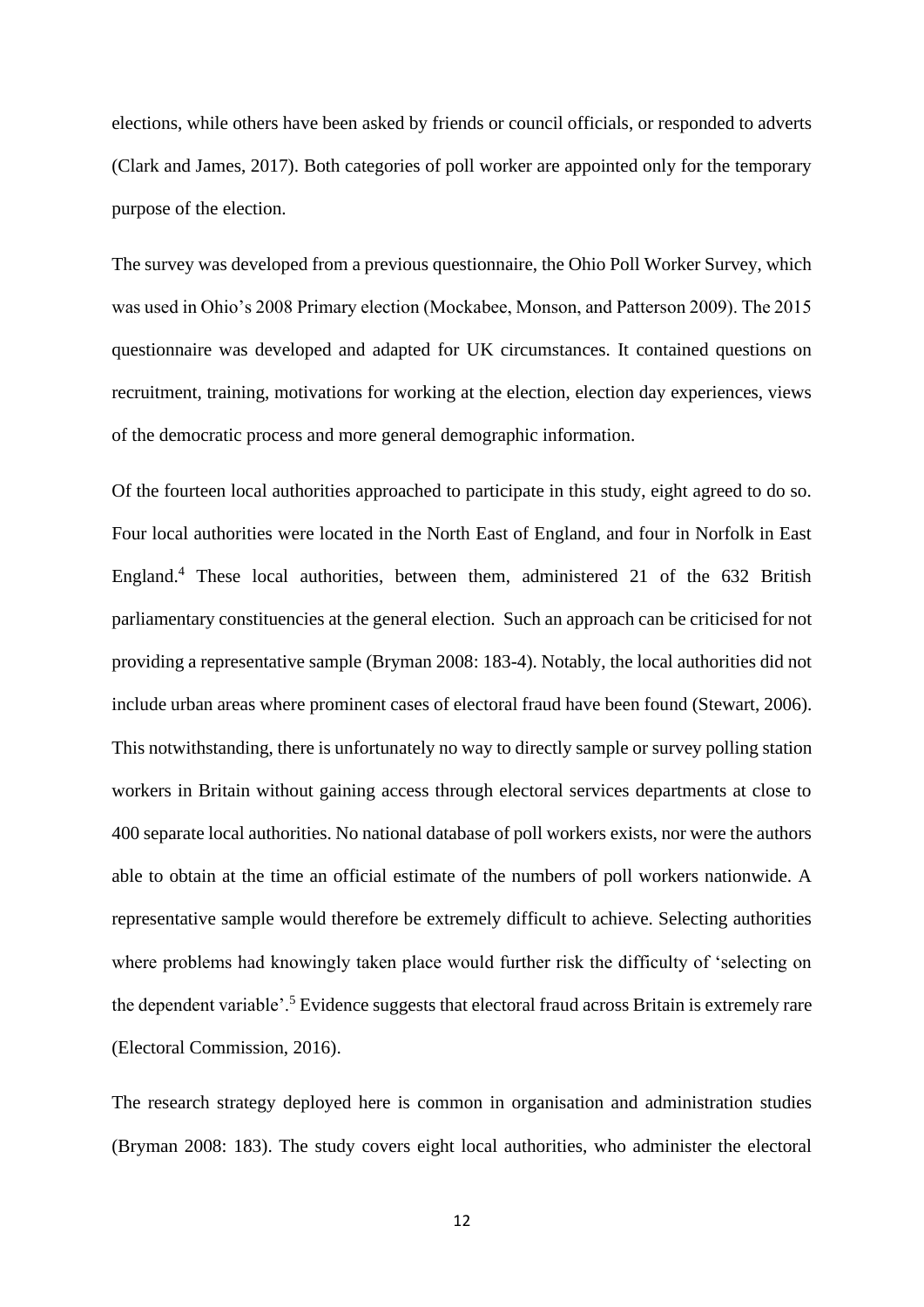elections, while others have been asked by friends or council officials, or responded to adverts (Clark and James, 2017). Both categories of poll worker are appointed only for the temporary purpose of the election.

The survey was developed from a previous questionnaire, the Ohio Poll Worker Survey, which was used in Ohio's 2008 Primary election (Mockabee, Monson, and Patterson 2009). The 2015 questionnaire was developed and adapted for UK circumstances. It contained questions on recruitment, training, motivations for working at the election, election day experiences, views of the democratic process and more general demographic information.

Of the fourteen local authorities approached to participate in this study, eight agreed to do so. Four local authorities were located in the North East of England, and four in Norfolk in East England.[4] These local authorities, between them, administered 21 of the 632 British parliamentary constituencies at the general election. Such an approach can be criticised for not providing a representative sample (Bryman 2008: 183-4). Notably, the local authorities did not include urban areas where prominent cases of electoral fraud have been found (Stewart, 2006). This notwithstanding, there is unfortunately no way to directly sample or survey polling station workers in Britain without gaining access through electoral services departments at close to 400 separate local authorities. No national database of poll workers exists, nor were the authors able to obtain at the time an official estimate of the numbers of poll workers nationwide. A representative sample would therefore be extremely difficult to achieve. Selecting authorities where problems had knowingly taken place would further risk the difficulty of 'selecting on the dependent variable'.[5] Evidence suggests that electoral fraud across Britain is extremely rare (Electoral Commission, 2016).

The research strategy deployed here is common in organisation and administration studies (Bryman 2008: 183). The study covers eight local authorities, who administer the electoral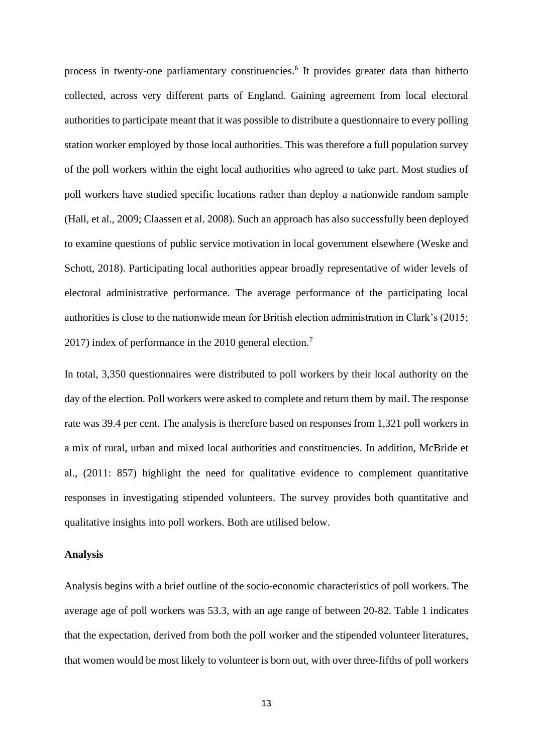process in twenty-one parliamentary constituencies.[6] It provides greater data than hitherto collected, across very different parts of England. Gaining agreement from local electoral authorities to participate meant that it was possible to distribute a questionnaire to every polling station worker employed by those local authorities. This was therefore a full population survey of the poll workers within the eight local authorities who agreed to take part. Most studies of poll workers have studied specific locations rather than deploy a nationwide random sample (Hall, et al., 2009; Claassen et al. 2008). Such an approach has also successfully been deployed to examine questions of public service motivation in local government elsewhere (Weske and Schott, 2018). Participating local authorities appear broadly representative of wider levels of electoral administrative performance. The average performance of the participating local authorities is close to the nationwide mean for British election administration in Clark's (2015; 2017) index of performance in the 2010 general election.[7]

In total, 3,350 questionnaires were distributed to poll workers by their local authority on the day of the election. Poll workers were asked to complete and return them by mail. The response rate was 39.4 per cent. The analysis is therefore based on responses from 1,321 poll workers in a mix of rural, urban and mixed local authorities and constituencies. In addition, McBride et al., (2011: 857) highlight the need for qualitative evidence to complement quantitative responses in investigating stipended volunteers. The survey provides both quantitative and qualitative insights into poll workers. Both are utilised below.

**Analysis**

Analysis begins with a brief outline of the socio-economic characteristics of poll workers. The average age of poll workers was 53.3, with an age range of between 20-82. Table 1 indicates that the expectation, derived from both the poll worker and the stipended volunteer literatures, that women would be most likely to volunteer is born out, with over three-fifths of poll workers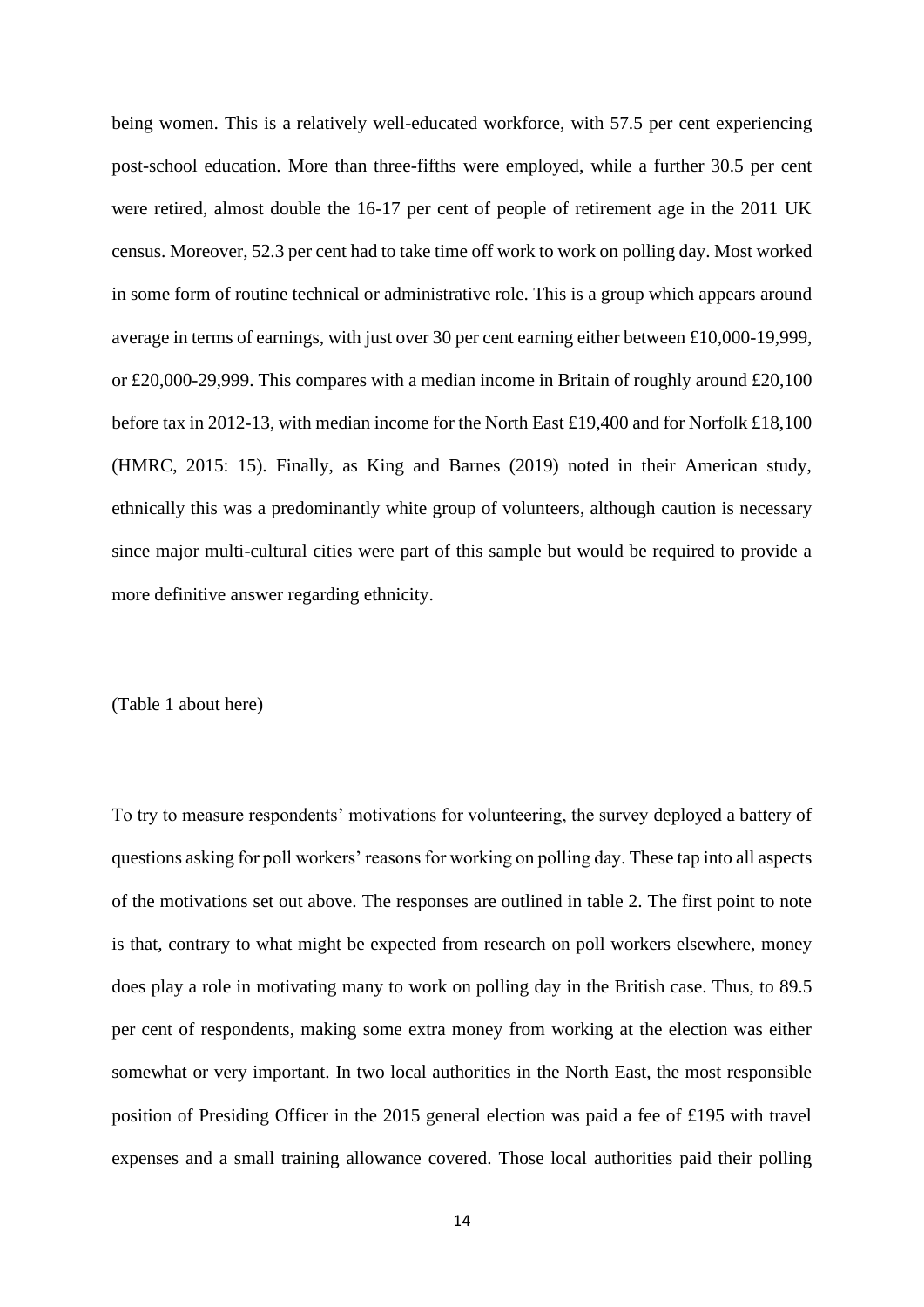being women. This is a relatively well-educated workforce, with 57.5 per cent experiencing post-school education. More than three-fifths were employed, while a further 30.5 per cent were retired, almost double the 16-17 per cent of people of retirement age in the 2011 UK census. Moreover, 52.3 per cent had to take time off work to work on polling day. Most worked in some form of routine technical or administrative role. This is a group which appears around average in terms of earnings, with just over 30 per cent earning either between £10,000-19,999, or £20,000-29,999. This compares with a median income in Britain of roughly around £20,100 before tax in 2012-13, with median income for the North East £19,400 and for Norfolk £18,100 (HMRC, 2015: 15). Finally, as King and Barnes (2019) noted in their American study, ethnically this was a predominantly white group of volunteers, although caution is necessary since major multi-cultural cities were part of this sample but would be required to provide a more definitive answer regarding ethnicity.

(Table 1 about here)

To try to measure respondents' motivations for volunteering, the survey deployed a battery of questions asking for poll workers' reasons for working on polling day. These tap into all aspects of the motivations set out above. The responses are outlined in table 2. The first point to note is that, contrary to what might be expected from research on poll workers elsewhere, money does play a role in motivating many to work on polling day in the British case. Thus, to 89.5 per cent of respondents, making some extra money from working at the election was either somewhat or very important. In two local authorities in the North East, the most responsible position of Presiding Officer in the 2015 general election was paid a fee of £195 with travel expenses and a small training allowance covered. Those local authorities paid their polling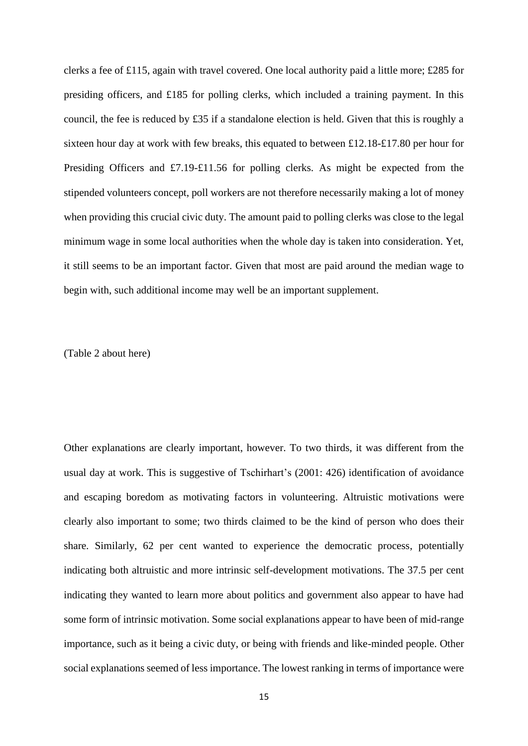clerks a fee of £115, again with travel covered. One local authority paid a little more; £285 for presiding officers, and £185 for polling clerks, which included a training payment. In this council, the fee is reduced by £35 if a standalone election is held. Given that this is roughly a sixteen hour day at work with few breaks, this equated to between £12.18-£17.80 per hour for Presiding Officers and £7.19-£11.56 for polling clerks. As might be expected from the stipended volunteers concept, poll workers are not therefore necessarily making a lot of money when providing this crucial civic duty. The amount paid to polling clerks was close to the legal minimum wage in some local authorities when the whole day is taken into consideration. Yet, it still seems to be an important factor. Given that most are paid around the median wage to begin with, such additional income may well be an important supplement.

(Table 2 about here)

Other explanations are clearly important, however. To two thirds, it was different from the usual day at work. This is suggestive of Tschirhart's (2001: 426) identification of avoidance and escaping boredom as motivating factors in volunteering. Altruistic motivations were clearly also important to some; two thirds claimed to be the kind of person who does their share. Similarly, 62 per cent wanted to experience the democratic process, potentially indicating both altruistic and more intrinsic self-development motivations. The 37.5 per cent indicating they wanted to learn more about politics and government also appear to have had some form of intrinsic motivation. Some social explanations appear to have been of mid-range importance, such as it being a civic duty, or being with friends and like-minded people. Other social explanations seemed of less importance. The lowest ranking in terms of importance were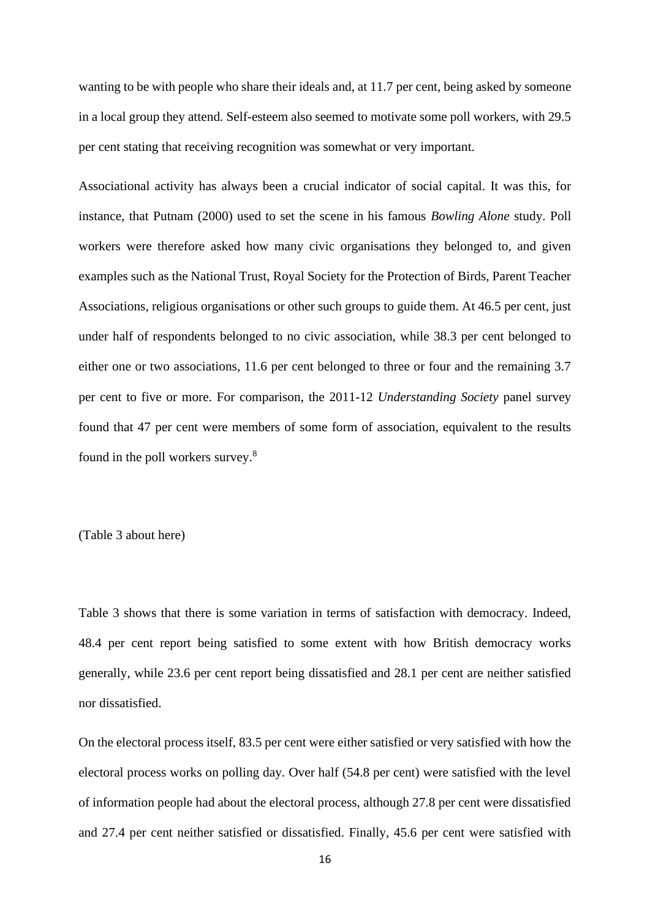wanting to be with people who share their ideals and, at 11.7 per cent, being asked by someone in a local group they attend. Self-esteem also seemed to motivate some poll workers, with 29.5 per cent stating that receiving recognition was somewhat or very important.

Associational activity has always been a crucial indicator of social capital. It was this, for instance, that Putnam (2000) used to set the scene in his famous *Bowling Alone* study. Poll workers were therefore asked how many civic organisations they belonged to, and given examples such as the National Trust, Royal Society for the Protection of Birds, Parent Teacher Associations, religious organisations or other such groups to guide them. At 46.5 per cent, just under half of respondents belonged to no civic association, while 38.3 per cent belonged to either one or two associations, 11.6 per cent belonged to three or four and the remaining 3.7 per cent to five or more. For comparison, the 2011-12 *Understanding Society* panel survey found that 47 per cent were members of some form of association, equivalent to the results found in the poll workers survey.[8]

(Table 3 about here)

Table 3 shows that there is some variation in terms of satisfaction with democracy. Indeed, 48.4 per cent report being satisfied to some extent with how British democracy works generally, while 23.6 per cent report being dissatisfied and 28.1 per cent are neither satisfied nor dissatisfied.

On the electoral process itself, 83.5 per cent were either satisfied or very satisfied with how the electoral process works on polling day. Over half (54.8 per cent) were satisfied with the level of information people had about the electoral process, although 27.8 per cent were dissatisfied and 27.4 per cent neither satisfied or dissatisfied. Finally, 45.6 per cent were satisfied with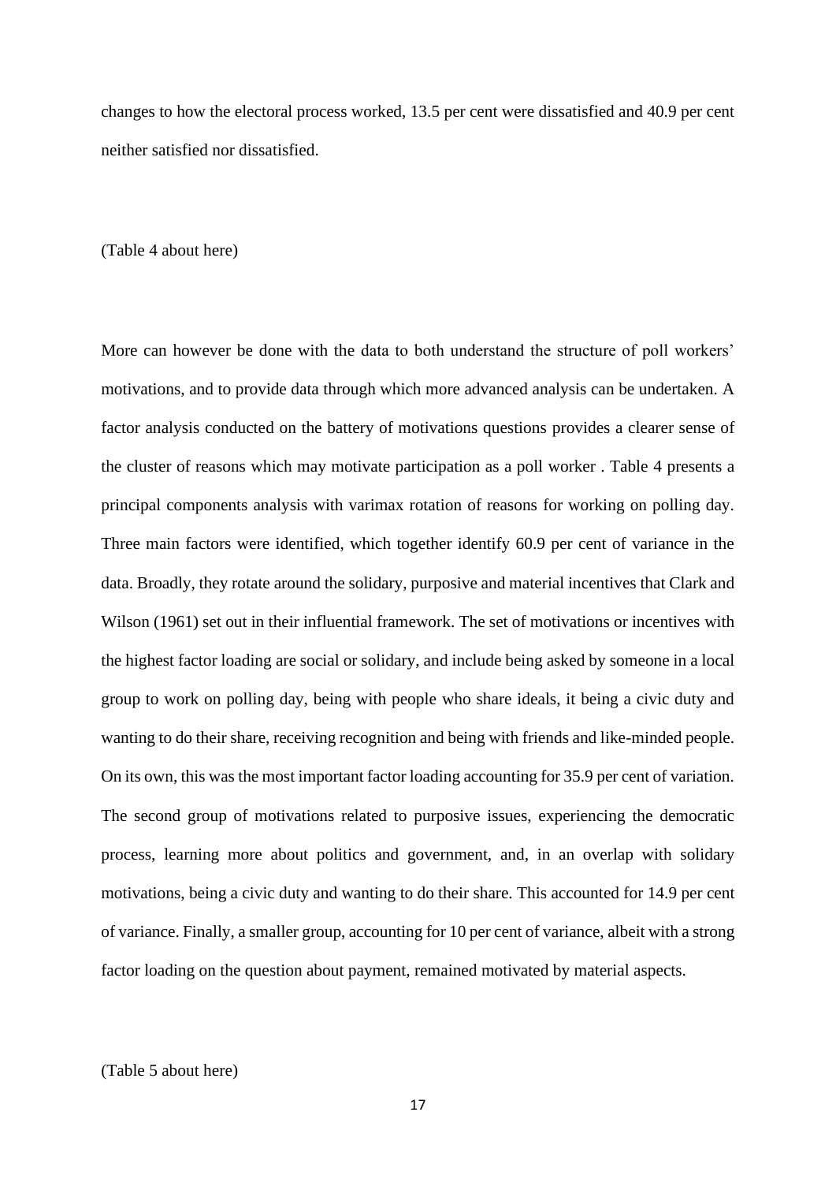changes to how the electoral process worked, 13.5 per cent were dissatisfied and 40.9 per cent neither satisfied nor dissatisfied.

(Table 4 about here)

More can however be done with the data to both understand the structure of poll workers' motivations, and to provide data through which more advanced analysis can be undertaken. A factor analysis conducted on the battery of motivations questions provides a clearer sense of the cluster of reasons which may motivate participation as a poll worker . Table 4 presents a principal components analysis with varimax rotation of reasons for working on polling day. Three main factors were identified, which together identify 60.9 per cent of variance in the data. Broadly, they rotate around the solidary, purposive and material incentives that Clark and Wilson (1961) set out in their influential framework. The set of motivations or incentives with the highest factor loading are social or solidary, and include being asked by someone in a local group to work on polling day, being with people who share ideals, it being a civic duty and wanting to do their share, receiving recognition and being with friends and like-minded people. On its own, this was the most important factor loading accounting for 35.9 per cent of variation. The second group of motivations related to purposive issues, experiencing the democratic process, learning more about politics and government, and, in an overlap with solidary motivations, being a civic duty and wanting to do their share. This accounted for 14.9 per cent of variance. Finally, a smaller group, accounting for 10 per cent of variance, albeit with a strong factor loading on the question about payment, remained motivated by material aspects.

(Table 5 about here)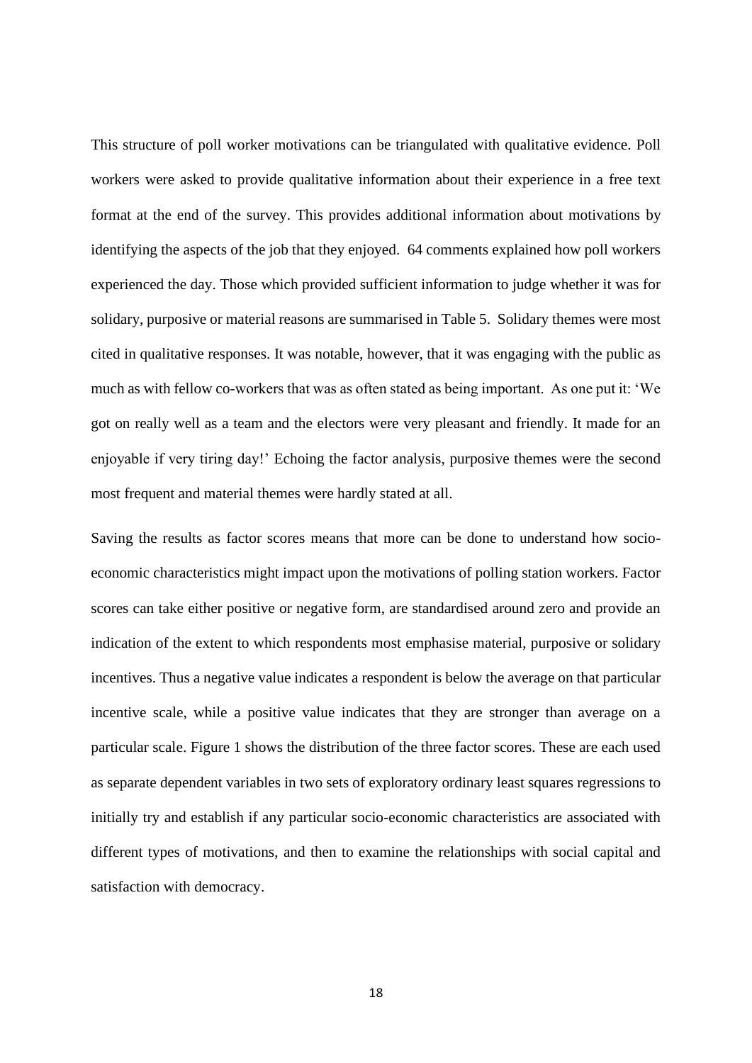This structure of poll worker motivations can be triangulated with qualitative evidence. Poll workers were asked to provide qualitative information about their experience in a free text format at the end of the survey. This provides additional information about motivations by identifying the aspects of the job that they enjoyed. 64 comments explained how poll workers experienced the day. Those which provided sufficient information to judge whether it was for solidary, purposive or material reasons are summarised in Table 5. Solidary themes were most cited in qualitative responses. It was notable, however, that it was engaging with the public as much as with fellow co-workers that was as often stated as being important. As one put it: 'We got on really well as a team and the electors were very pleasant and friendly. It made for an enjoyable if very tiring day!' Echoing the factor analysis, purposive themes were the second most frequent and material themes were hardly stated at all.

Saving the results as factor scores means that more can be done to understand how socio-economic characteristics might impact upon the motivations of polling station workers. Factor scores can take either positive or negative form, are standardised around zero and provide an indication of the extent to which respondents most emphasise material, purposive or solidary incentives. Thus a negative value indicates a respondent is below the average on that particular incentive scale, while a positive value indicates that they are stronger than average on a particular scale. Figure 1 shows the distribution of the three factor scores. These are each used as separate dependent variables in two sets of exploratory ordinary least squares regressions to initially try and establish if any particular socio-economic characteristics are associated with different types of motivations, and then to examine the relationships with social capital and satisfaction with democracy.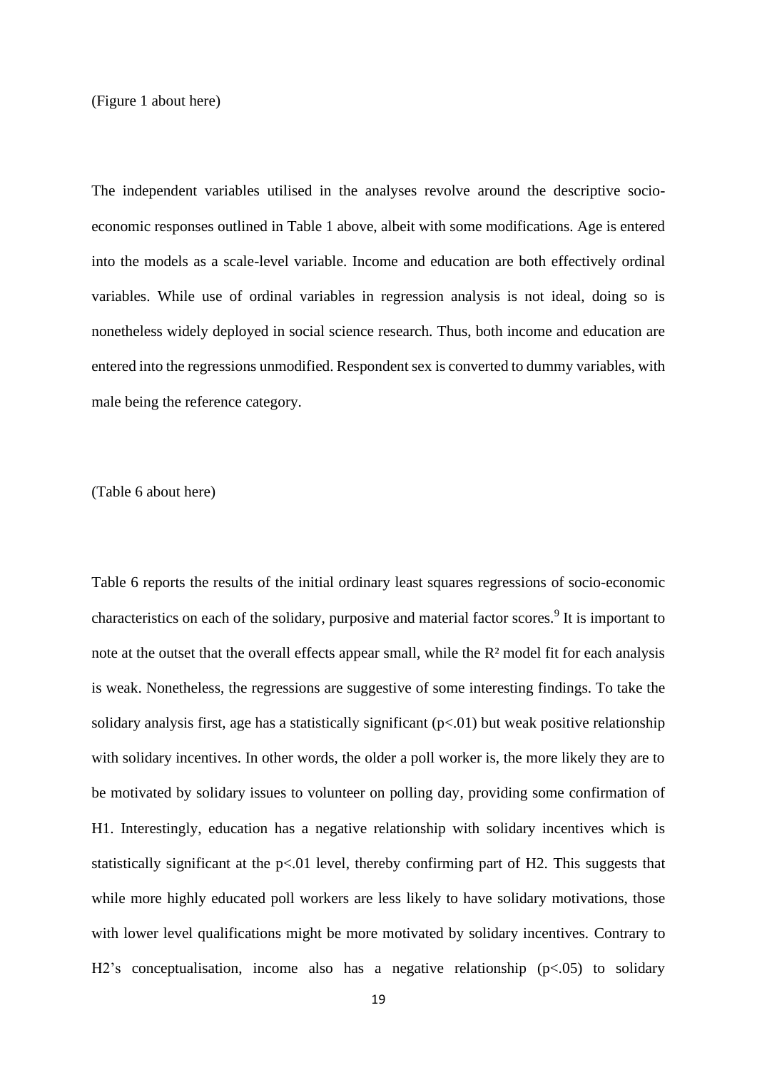(Figure 1 about here)

The independent variables utilised in the analyses revolve around the descriptive socio-economic responses outlined in Table 1 above, albeit with some modifications. Age is entered into the models as a scale-level variable. Income and education are both effectively ordinal variables. While use of ordinal variables in regression analysis is not ideal, doing so is nonetheless widely deployed in social science research. Thus, both income and education are entered into the regressions unmodified. Respondent sex is converted to dummy variables, with male being the reference category.

(Table 6 about here)

Table 6 reports the results of the initial ordinary least squares regressions of socio-economic characteristics on each of the solidary, purposive and material factor scores.[9] It is important to note at the outset that the overall effects appear small, while the $R^2$ model fit for each analysis is weak. Nonetheless, the regressions are suggestive of some interesting findings. To take the solidary analysis first, age has a statistically significant ($p<.01$) but weak positive relationship with solidary incentives. In other words, the older a poll worker is, the more likely they are to be motivated by solidary issues to volunteer on polling day, providing some confirmation of H1. Interestingly, education has a negative relationship with solidary incentives which is statistically significant at the $p<.01$ level, thereby confirming part of H2. This suggests that while more highly educated poll workers are less likely to have solidary motivations, those with lower level qualifications might be more motivated by solidary incentives. Contrary to H2's conceptualisation, income also has a negative relationship ($p<.05$) to solidary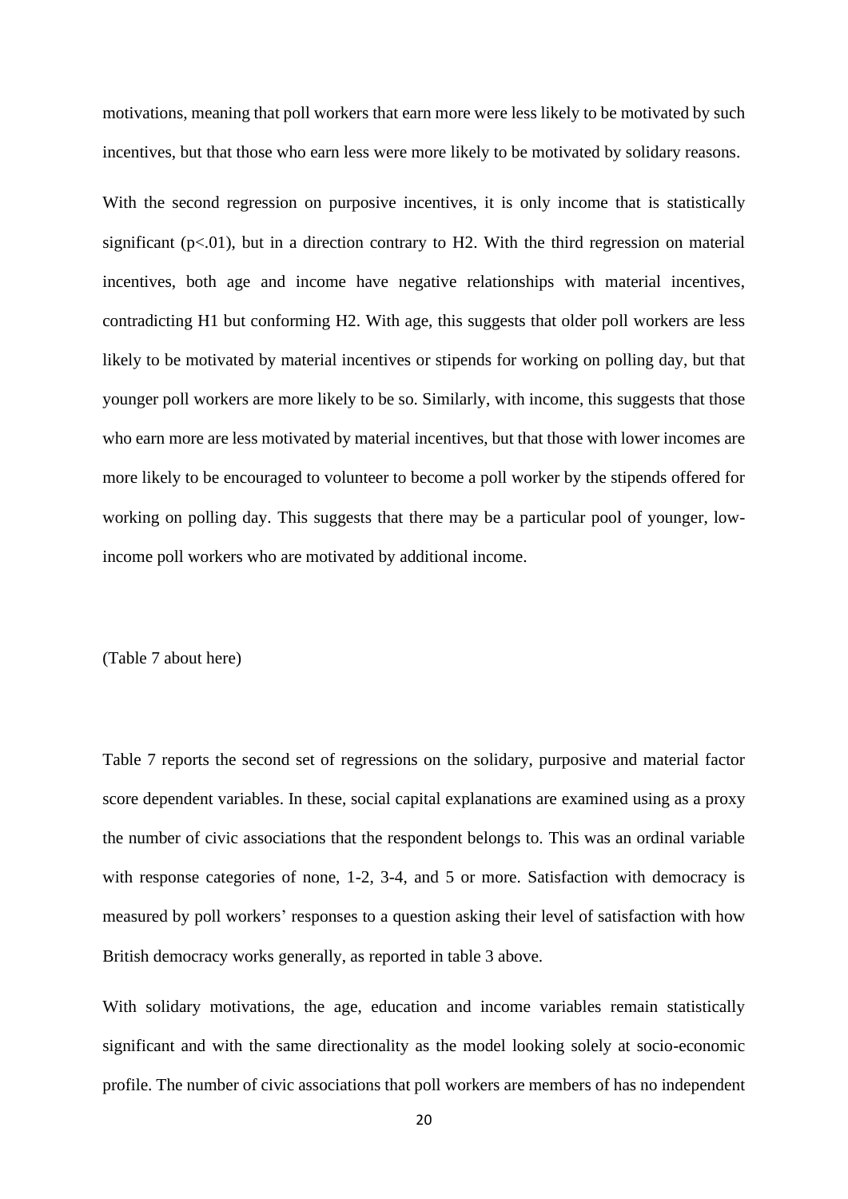motivations, meaning that poll workers that earn more were less likely to be motivated by such incentives, but that those who earn less were more likely to be motivated by solidary reasons.

With the second regression on purposive incentives, it is only income that is statistically significant ($p<.01$), but in a direction contrary to H2. With the third regression on material incentives, both age and income have negative relationships with material incentives, contradicting H1 but conforming H2. With age, this suggests that older poll workers are less likely to be motivated by material incentives or stipends for working on polling day, but that younger poll workers are more likely to be so. Similarly, with income, this suggests that those who earn more are less motivated by material incentives, but that those with lower incomes are more likely to be encouraged to volunteer to become a poll worker by the stipends offered for working on polling day. This suggests that there may be a particular pool of younger, low-income poll workers who are motivated by additional income.

(Table 7 about here)

Table 7 reports the second set of regressions on the solidary, purposive and material factor score dependent variables. In these, social capital explanations are examined using as a proxy the number of civic associations that the respondent belongs to. This was an ordinal variable with response categories of none, 1-2, 3-4, and 5 or more. Satisfaction with democracy is measured by poll workers' responses to a question asking their level of satisfaction with how British democracy works generally, as reported in table 3 above.

With solidary motivations, the age, education and income variables remain statistically significant and with the same directionality as the model looking solely at socio-economic profile. The number of civic associations that poll workers are members of has no independent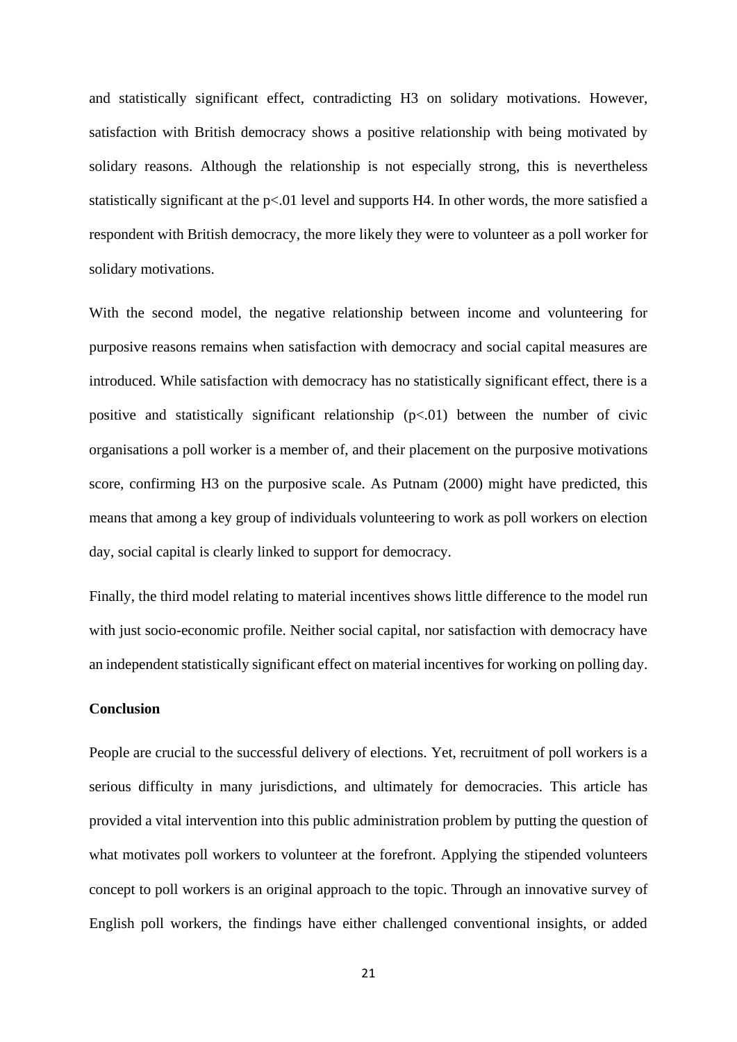and statistically significant effect, contradicting H3 on solidary motivations. However, satisfaction with British democracy shows a positive relationship with being motivated by solidary reasons. Although the relationship is not especially strong, this is nevertheless statistically significant at the $p<.01$ level and supports H4. In other words, the more satisfied a respondent with British democracy, the more likely they were to volunteer as a poll worker for solidary motivations.

With the second model, the negative relationship between income and volunteering for purposive reasons remains when satisfaction with democracy and social capital measures are introduced. While satisfaction with democracy has no statistically significant effect, there is a positive and statistically significant relationship ($p<.01$) between the number of civic organisations a poll worker is a member of, and their placement on the purposive motivations score, confirming H3 on the purposive scale. As Putnam (2000) might have predicted, this means that among a key group of individuals volunteering to work as poll workers on election day, social capital is clearly linked to support for democracy.

Finally, the third model relating to material incentives shows little difference to the model run with just socio-economic profile. Neither social capital, nor satisfaction with democracy have an independent statistically significant effect on material incentives for working on polling day.

## Conclusion

People are crucial to the successful delivery of elections. Yet, recruitment of poll workers is a serious difficulty in many jurisdictions, and ultimately for democracies. This article has provided a vital intervention into this public administration problem by putting the question of what motivates poll workers to volunteer at the forefront. Applying the stipended volunteers concept to poll workers is an original approach to the topic. Through an innovative survey of English poll workers, the findings have either challenged conventional insights, or added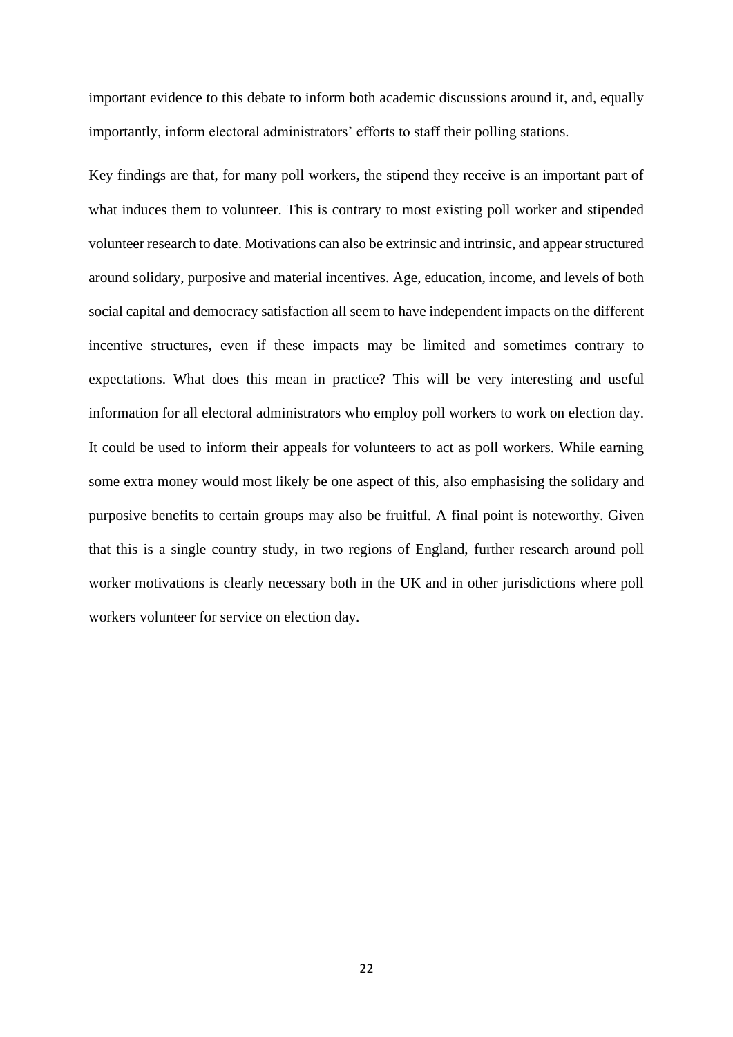important evidence to this debate to inform both academic discussions around it, and, equally importantly, inform electoral administrators' efforts to staff their polling stations.

Key findings are that, for many poll workers, the stipend they receive is an important part of what induces them to volunteer. This is contrary to most existing poll worker and stipended volunteer research to date. Motivations can also be extrinsic and intrinsic, and appear structured around solidary, purposive and material incentives. Age, education, income, and levels of both social capital and democracy satisfaction all seem to have independent impacts on the different incentive structures, even if these impacts may be limited and sometimes contrary to expectations. What does this mean in practice? This will be very interesting and useful information for all electoral administrators who employ poll workers to work on election day. It could be used to inform their appeals for volunteers to act as poll workers. While earning some extra money would most likely be one aspect of this, also emphasising the solidary and purposive benefits to certain groups may also be fruitful. A final point is noteworthy. Given that this is a single country study, in two regions of England, further research around poll worker motivations is clearly necessary both in the UK and in other jurisdictions where poll workers volunteer for service on election day.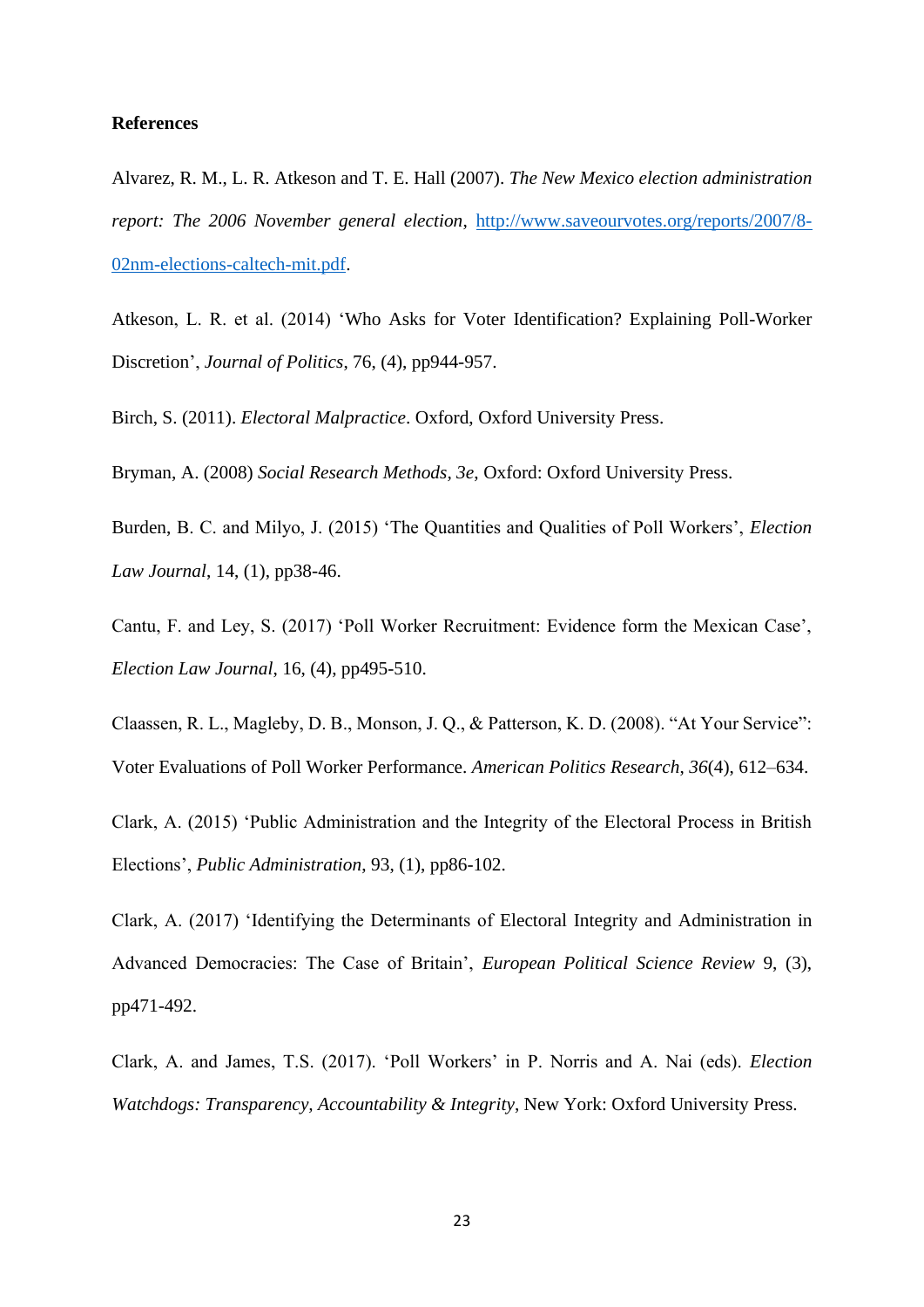**References**

Alvarez, R. M., L. R. Atkeson and T. E. Hall (2007). *The New Mexico election administration report: The 2006 November general election*, http://www.saveourvotes.org/reports/2007/8-02nm-elections-caltech-mit.pdf.

Atkeson, L. R. et al. (2014) 'Who Asks for Voter Identification? Explaining Poll-Worker Discretion', *Journal of Politics*, 76, (4), pp944-957.

Birch, S. (2011). *Electoral Malpractice*. Oxford, Oxford University Press.

Bryman, A. (2008) *Social Research Methods, 3e*, Oxford: Oxford University Press.

Burden, B. C. and Milyo, J. (2015) 'The Quantities and Qualities of Poll Workers', *Election Law Journal*, 14, (1), pp38-46.

Cantu, F. and Ley, S. (2017) 'Poll Worker Recruitment: Evidence form the Mexican Case', *Election Law Journal*, 16, (4), pp495-510.

Claassen, R. L., Magleby, D. B., Monson, J. Q., & Patterson, K. D. (2008). "At Your Service": Voter Evaluations of Poll Worker Performance. *American Politics Research*, *36*(4), 612–634.

Clark, A. (2015) 'Public Administration and the Integrity of the Electoral Process in British Elections', *Public Administration*, 93, (1), pp86-102.

Clark, A. (2017) 'Identifying the Determinants of Electoral Integrity and Administration in Advanced Democracies: The Case of Britain', *European Political Science Review* 9, (3), pp471-492.

Clark, A. and James, T.S. (2017). 'Poll Workers' in P. Norris and A. Nai (eds). *Election Watchdogs: Transparency, Accountability & Integrity*, New York: Oxford University Press.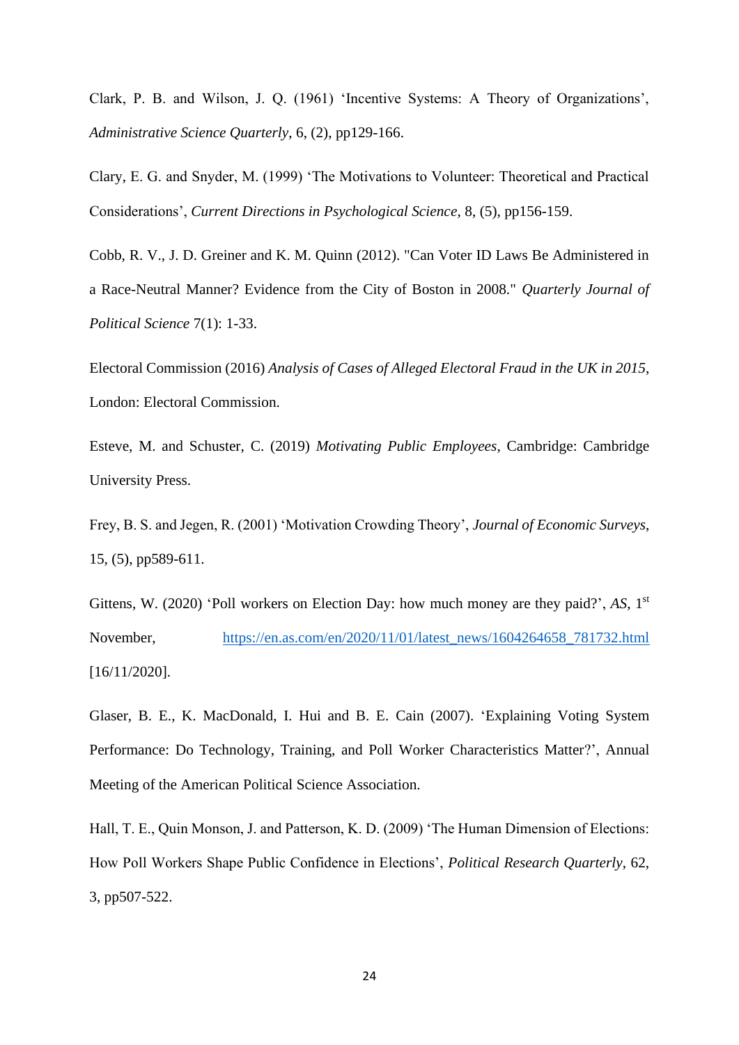Clark, P. B. and Wilson, J. Q. (1961) 'Incentive Systems: A Theory of Organizations', *Administrative Science Quarterly*, 6, (2), pp129-166.

Clary, E. G. and Snyder, M. (1999) 'The Motivations to Volunteer: Theoretical and Practical Considerations', *Current Directions in Psychological Science*, 8, (5), pp156-159.

Cobb, R. V., J. D. Greiner and K. M. Quinn (2012). "Can Voter ID Laws Be Administered in a Race-Neutral Manner? Evidence from the City of Boston in 2008." *Quarterly Journal of Political Science* 7(1): 1-33.

Electoral Commission (2016) *Analysis of Cases of Alleged Electoral Fraud in the UK in 2015*, London: Electoral Commission.

Esteve, M. and Schuster, C. (2019) *Motivating Public Employees*, Cambridge: Cambridge University Press.

Frey, B. S. and Jegen, R. (2001) 'Motivation Crowding Theory', *Journal of Economic Surveys*, 15, (5), pp589-611.

Gittens, W. (2020) 'Poll workers on Election Day: how much money are they paid?', *AS*, 1st November, https://en.as.com/en/2020/11/01/latest_news/1604264658_781732.html [16/11/2020].

Glaser, B. E., K. MacDonald, I. Hui and B. E. Cain (2007). 'Explaining Voting System Performance: Do Technology, Training, and Poll Worker Characteristics Matter?', Annual Meeting of the American Political Science Association.

Hall, T. E., Quin Monson, J. and Patterson, K. D. (2009) 'The Human Dimension of Elections: How Poll Workers Shape Public Confidence in Elections', *Political Research Quarterly*, 62, 3, pp507-522.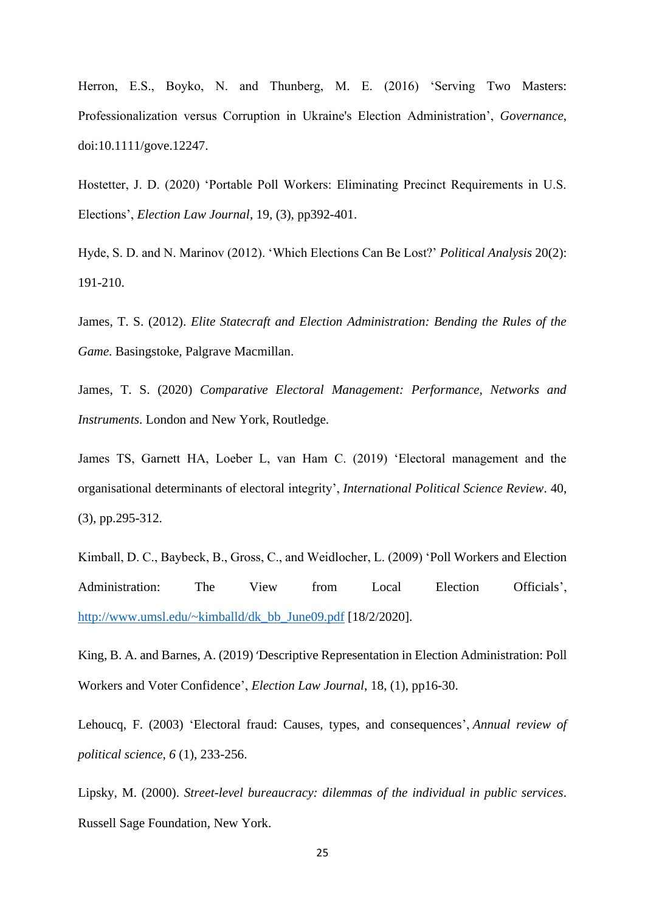Herron, E.S., Boyko, N. and Thunberg, M. E. (2016) 'Serving Two Masters: Professionalization versus Corruption in Ukraine's Election Administration', *Governance*, doi:10.1111/gove.12247.

Hostetter, J. D. (2020) 'Portable Poll Workers: Eliminating Precinct Requirements in U.S. Elections', *Election Law Journal*, 19, (3), pp392-401.

Hyde, S. D. and N. Marinov (2012). 'Which Elections Can Be Lost?' *Political Analysis* 20(2): 191-210.

James, T. S. (2012). *Elite Statecraft and Election Administration: Bending the Rules of the Game*. Basingstoke, Palgrave Macmillan.

James, T. S. (2020) *Comparative Electoral Management: Performance, Networks and Instruments*. London and New York, Routledge.

James TS, Garnett HA, Loeber L, van Ham C. (2019) 'Electoral management and the organisational determinants of electoral integrity', *International Political Science Review*. 40, (3), pp.295-312.

Kimball, D. C., Baybeck, B., Gross, C., and Weidlocher, L. (2009) 'Poll Workers and Election Administration: The View from Local Election Officials', http://www.umsl.edu/~kimballd/dk_bb_June09.pdf [18/2/2020].

King, B. A. and Barnes, A. (2019) 'Descriptive Representation in Election Administration: Poll Workers and Voter Confidence', *Election Law Journal*, 18, (1), pp16-30.

Lehoucq, F. (2003) 'Electoral fraud: Causes, types, and consequences', *Annual review of political science*, *6* (1), 233-256.

Lipsky, M. (2000). *Street-level bureaucracy: dilemmas of the individual in public services*. Russell Sage Foundation, New York.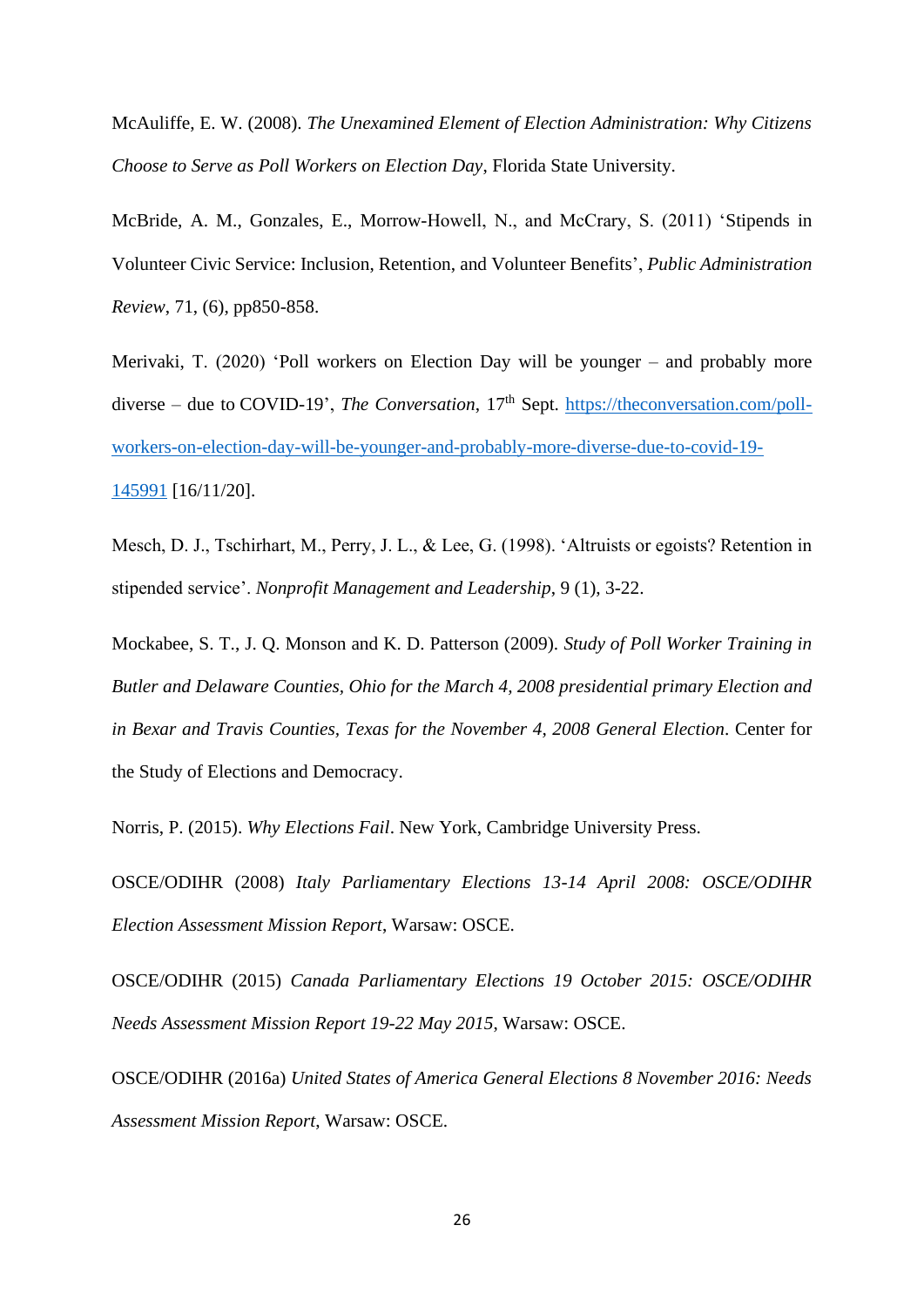McAuliffe, E. W. (2008). *The Unexamined Element of Election Administration: Why Citizens Choose to Serve as Poll Workers on Election Day*, Florida State University.

McBride, A. M., Gonzales, E., Morrow-Howell, N., and McCrary, S. (2011) 'Stipends in Volunteer Civic Service: Inclusion, Retention, and Volunteer Benefits', *Public Administration Review*, 71, (6), pp850-858.

Merivaki, T. (2020) 'Poll workers on Election Day will be younger – and probably more diverse – due to COVID-19', *The Conversation*, 17th Sept. https://theconversation.com/poll-workers-on-election-day-will-be-younger-and-probably-more-diverse-due-to-covid-19-145991 [16/11/20].

Mesch, D. J., Tschirhart, M., Perry, J. L., & Lee, G. (1998). 'Altruists or egoists? Retention in stipended service'. *Nonprofit Management and Leadership*, 9 (1), 3-22.

Mockabee, S. T., J. Q. Monson and K. D. Patterson (2009). *Study of Poll Worker Training in Butler and Delaware Counties, Ohio for the March 4, 2008 presidential primary Election and in Bexar and Travis Counties, Texas for the November 4, 2008 General Election*. Center for the Study of Elections and Democracy.

Norris, P. (2015). *Why Elections Fail*. New York, Cambridge University Press.

OSCE/ODIHR (2008) *Italy Parliamentary Elections 13-14 April 2008: OSCE/ODIHR Election Assessment Mission Report*, Warsaw: OSCE.

OSCE/ODIHR (2015) *Canada Parliamentary Elections 19 October 2015: OSCE/ODIHR Needs Assessment Mission Report 19-22 May 2015*, Warsaw: OSCE.

OSCE/ODIHR (2016a) *United States of America General Elections 8 November 2016: Needs Assessment Mission Report*, Warsaw: OSCE.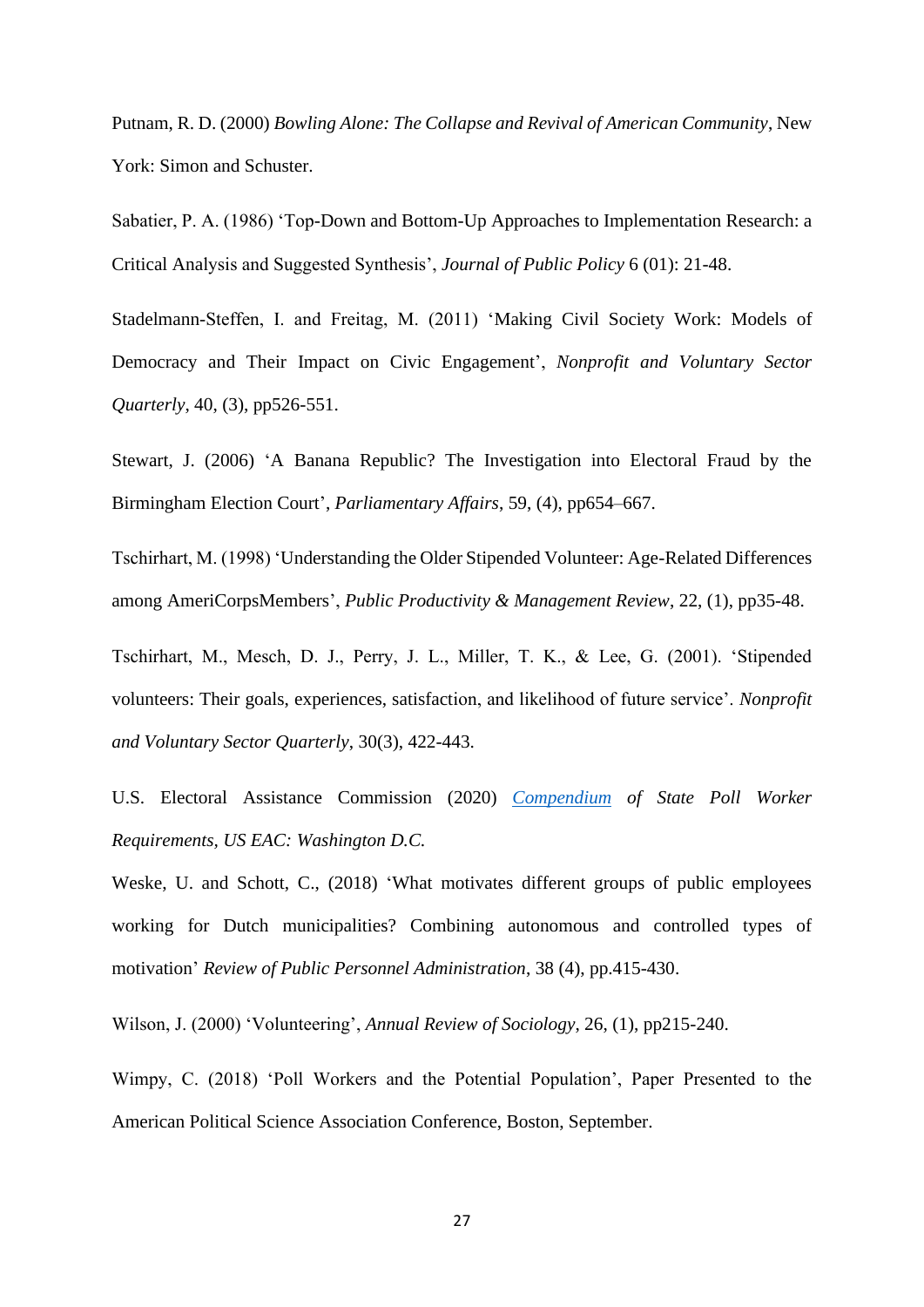Putnam, R. D. (2000) *Bowling Alone: The Collapse and Revival of American Community*, New York: Simon and Schuster.

Sabatier, P. A. (1986) 'Top-Down and Bottom-Up Approaches to Implementation Research: a Critical Analysis and Suggested Synthesis', *Journal of Public Policy* 6 (01): 21-48.

Stadelmann-Steffen, I. and Freitag, M. (2011) 'Making Civil Society Work: Models of Democracy and Their Impact on Civic Engagement', *Nonprofit and Voluntary Sector Quarterly*, 40, (3), pp526-551.

Stewart, J. (2006) 'A Banana Republic? The Investigation into Electoral Fraud by the Birmingham Election Court', *Parliamentary Affairs*, 59, (4), pp654–667.

Tschirhart, M. (1998) 'Understanding the Older Stipended Volunteer: Age-Related Differences among AmeriCorpsMembers', *Public Productivity & Management Review*, 22, (1), pp35-48.

Tschirhart, M., Mesch, D. J., Perry, J. L., Miller, T. K., & Lee, G. (2001). 'Stipended volunteers: Their goals, experiences, satisfaction, and likelihood of future service'. *Nonprofit and Voluntary Sector Quarterly*, 30(3), 422-443.

U.S. Electoral Assistance Commission (2020) *Compendium of State Poll Worker Requirements, US EAC: Washington D.C.*

Weske, U. and Schott, C., (2018) 'What motivates different groups of public employees working for Dutch municipalities? Combining autonomous and controlled types of motivation' *Review of Public Personnel Administration*, 38 (4), pp.415-430.

Wilson, J. (2000) 'Volunteering', *Annual Review of Sociology*, 26, (1), pp215-240.

Wimpy, C. (2018) 'Poll Workers and the Potential Population', Paper Presented to the American Political Science Association Conference, Boston, September.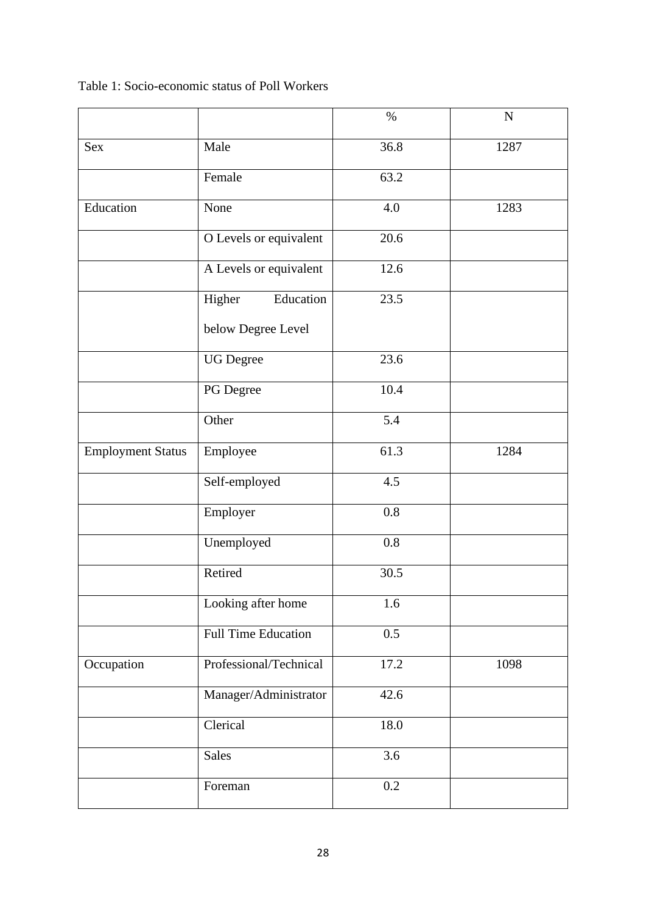Table 1: Socio-economic status of Poll Workers

| | | % | N |
|---|---|---|---|
| Sex | Male | 36.8 | 1287 |
| | Female | 63.2 | |
| Education | None | 4.0 | 1283 |
| | O Levels or equivalent | 20.6 | |
| | A Levels or equivalent | 12.6 | |
| | Higher Education below Degree Level | 23.5 | |
| | UG Degree | 23.6 | |
| | PG Degree | 10.4 | |
| | Other | 5.4 | |
| Employment Status | Employee | 61.3 | 1284 |
| | Self-employed | 4.5 | |
| | Employer | 0.8 | |
| | Unemployed | 0.8 | |
| | Retired | 30.5 | |
| | Looking after home | 1.6 | |
| | Full Time Education | 0.5 | |
| Occupation | Professional/Technical | 17.2 | 1098 |
| | Manager/Administrator | 42.6 | |
| | Clerical | 18.0 | |
| | Sales | 3.6 | |
| | Foreman | 0.2 | |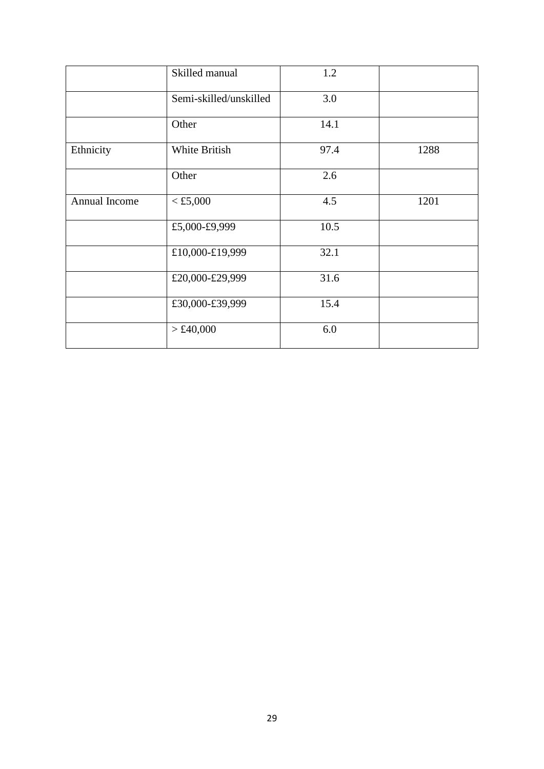|  |  |  |  |
|---|---|---|---|
|  | Skilled manual | 1.2 |  |
|  | Semi-skilled/unskilled | 3.0 |  |
|  | Other | 14.1 |  |
| Ethnicity | White British | 97.4 | 1288 |
|  | Other | 2.6 |  |
| Annual Income | < £5,000 | 4.5 | 1201 |
|  | £5,000-£9,999 | 10.5 |  |
|  | £10,000-£19,999 | 32.1 |  |
|  | £20,000-£29,999 | 31.6 |  |
|  | £30,000-£39,999 | 15.4 |  |
|  | > £40,000 | 6.0 |  |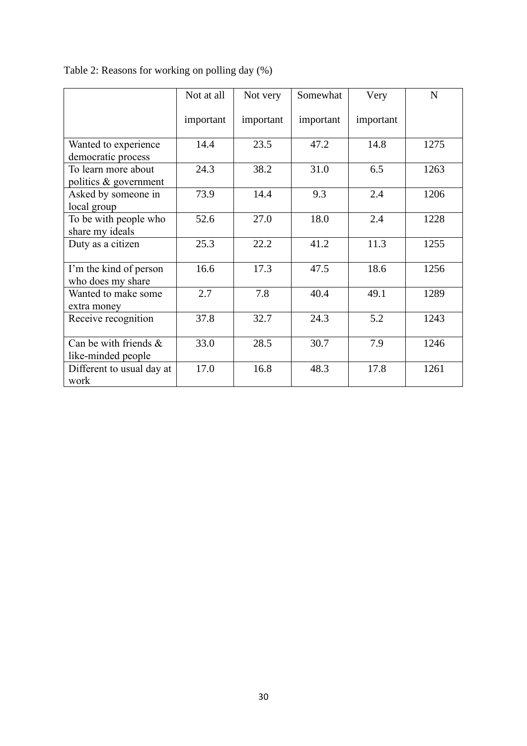Table 2: Reasons for working on polling day (%)

| | Not at all important | Not very important | Somewhat important | Very important | N |
|---|---|---|---|---|---|
| Wanted to experience democratic process | 14.4 | 23.5 | 47.2 | 14.8 | 1275 |
| To learn more about politics & government | 24.3 | 38.2 | 31.0 | 6.5 | 1263 |
| Asked by someone in local group | 73.9 | 14.4 | 9.3 | 2.4 | 1206 |
| To be with people who share my ideals | 52.6 | 27.0 | 18.0 | 2.4 | 1228 |
| Duty as a citizen | 25.3 | 22.2 | 41.2 | 11.3 | 1255 |
| I'm the kind of person who does my share | 16.6 | 17.3 | 47.5 | 18.6 | 1256 |
| Wanted to make some extra money | 2.7 | 7.8 | 40.4 | 49.1 | 1289 |
| Receive recognition | 37.8 | 32.7 | 24.3 | 5.2 | 1243 |
| Can be with friends & like-minded people | 33.0 | 28.5 | 30.7 | 7.9 | 1246 |
| Different to usual day at work | 17.0 | 16.8 | 48.3 | 17.8 | 1261 |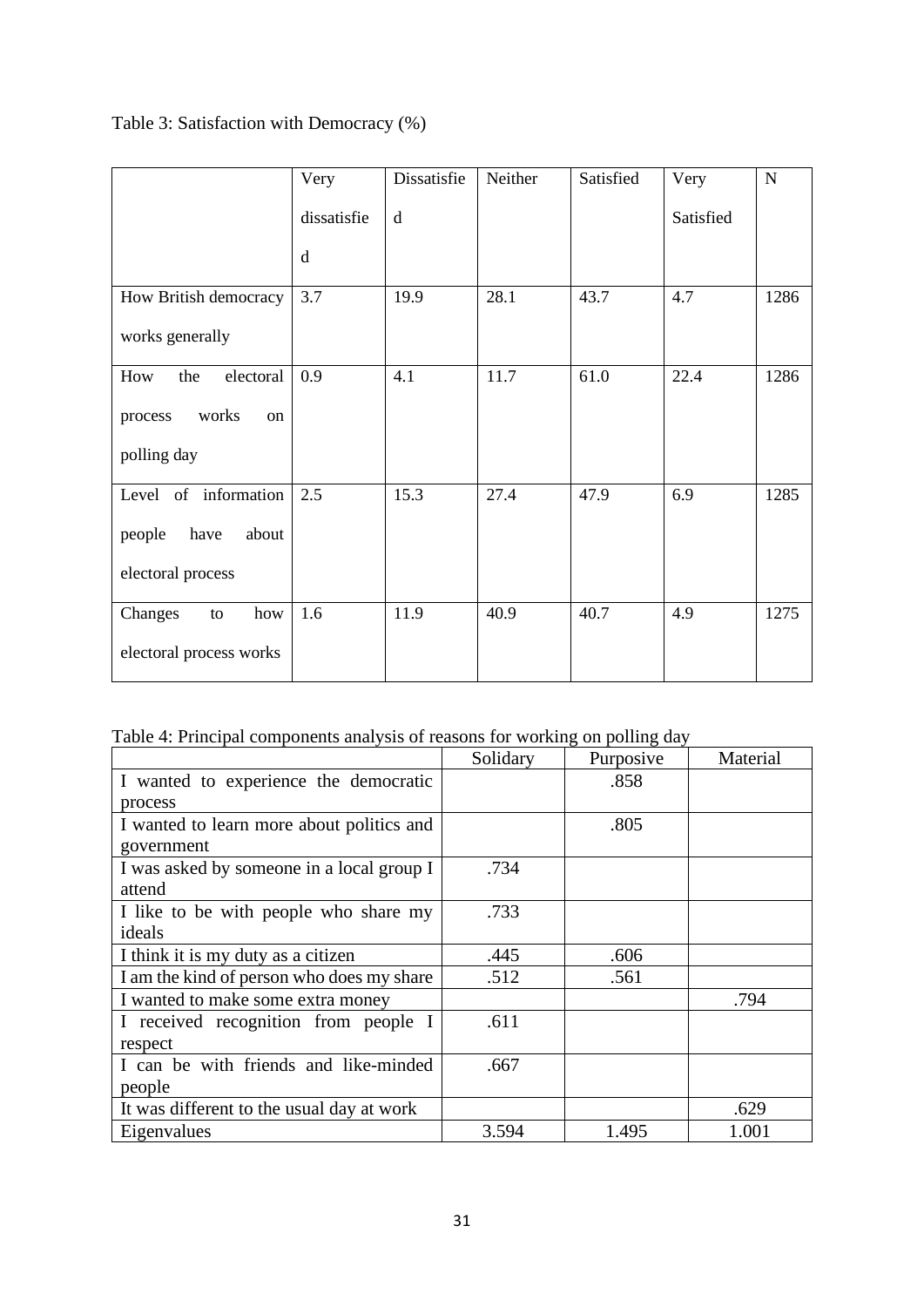Table 3: Satisfaction with Democracy (%)

| | Very dissatisfied | Dissatisfied | Neither | Satisfied | Very Satisfied | N |
|---|---|---|---|---|---|---|
| How British democracy works generally | 3.7 | 19.9 | 28.1 | 43.7 | 4.7 | 1286 |
| How the electoral process works on polling day | 0.9 | 4.1 | 11.7 | 61.0 | 22.4 | 1286 |
| Level of information people have about electoral process | 2.5 | 15.3 | 27.4 | 47.9 | 6.9 | 1285 |
| Changes to how electoral process works | 1.6 | 11.9 | 40.9 | 40.7 | 4.9 | 1275 |

Table 4: Principal components analysis of reasons for working on polling day

| | Solidary | Purposive | Material |
|---|---|---|---|
| I wanted to experience the democratic process | | .858 | |
| I wanted to learn more about politics and government | | .805 | |
| I was asked by someone in a local group I attend | .734 | | |
| I like to be with people who share my ideals | .733 | | |
| I think it is my duty as a citizen | .445 | .606 | |
| I am the kind of person who does my share | .512 | .561 | |
| I wanted to make some extra money | | | .794 |
| I received recognition from people I respect | .611 | | |
| I can be with friends and like-minded people | .667 | | |
| It was different to the usual day at work | | | .629 |
| Eigenvalues | 3.594 | 1.495 | 1.001 |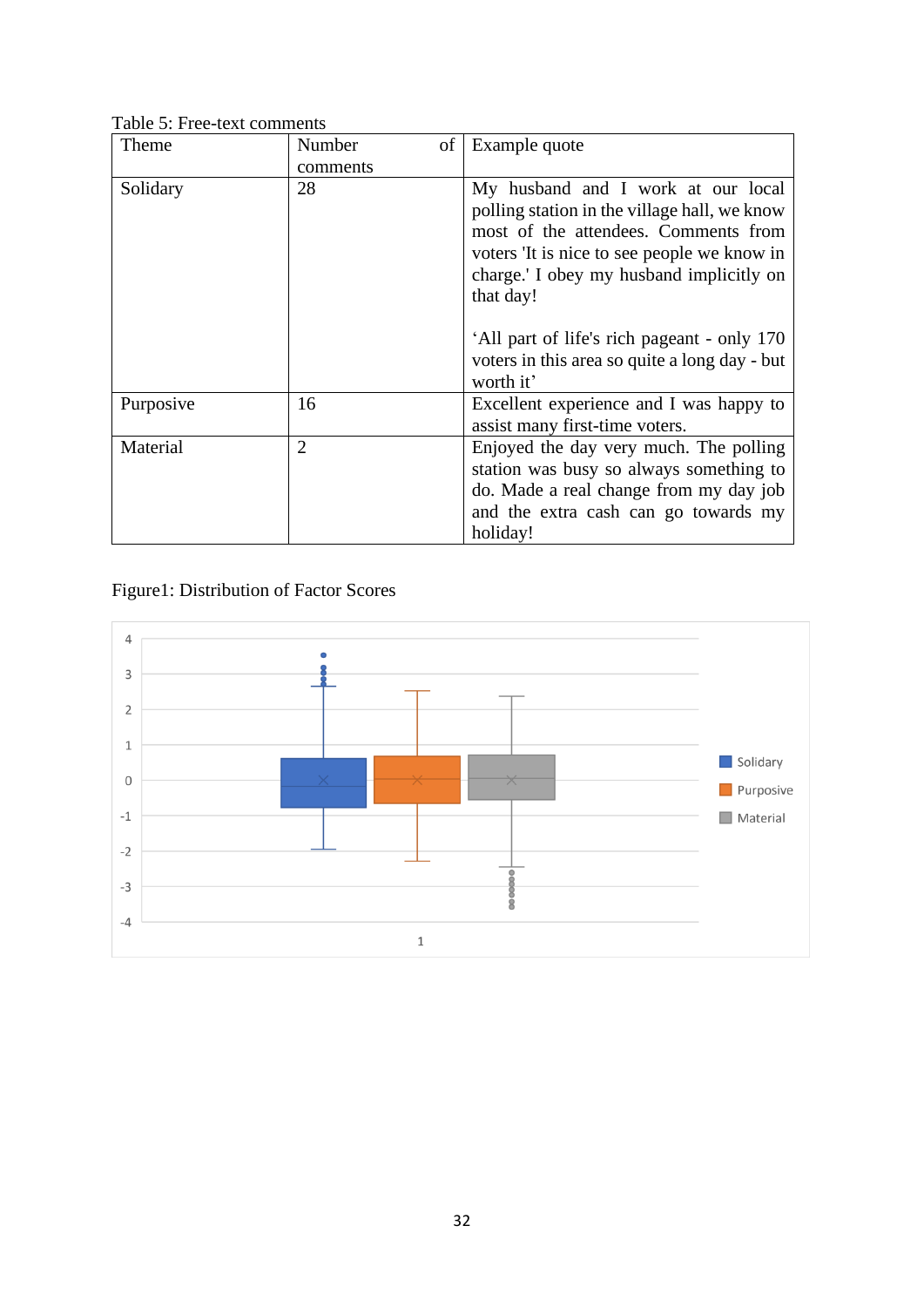Table 5: Free-text comments

| Theme | Number of comments | Example quote |
| --- | --- | --- |
| Solidary | 28 | My husband and I work at our local polling station in the village hall, we know most of the attendees. Comments from voters 'It is nice to see people we know in charge.' I obey my husband implicitly on that day!<br><br>'All part of life's rich pageant - only 170 voters in this area so quite a long day - but worth it' |
| Purposive | 16 | Excellent experience and I was happy to assist many first-time voters. |
| Material | 2 | Enjoyed the day very much. The polling station was busy so always something to do. Made a real change from my day job and the extra cash can go towards my holiday! |

Figure1: Distribution of Factor Scores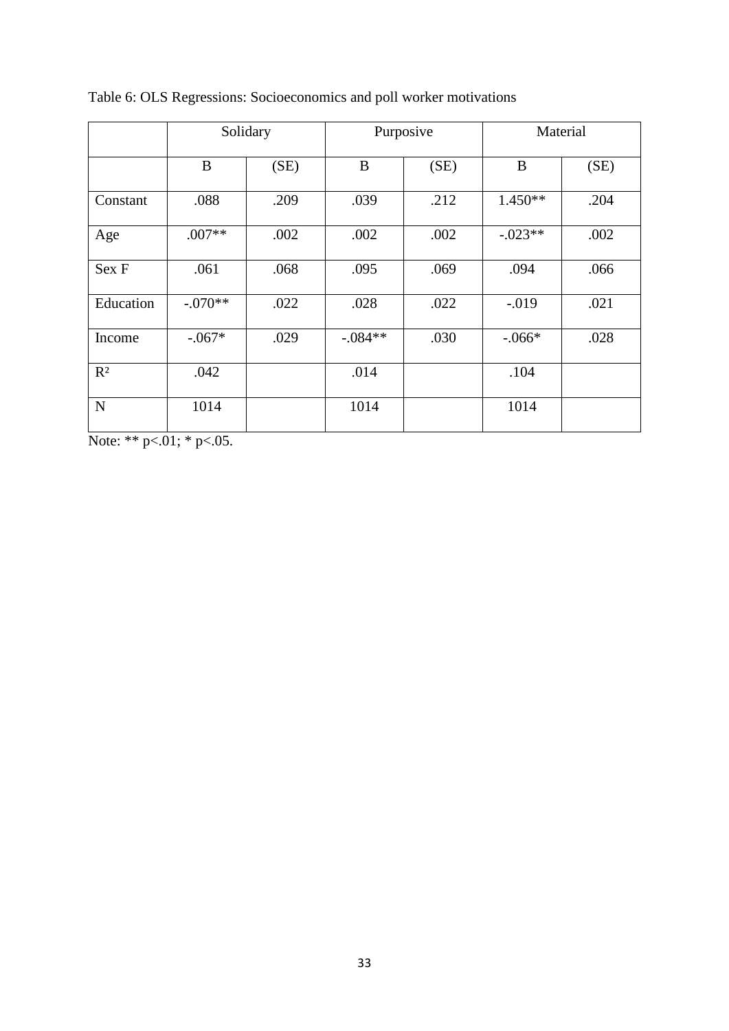Table 6: OLS Regressions: Socioeconomics and poll worker motivations

| | Solidary | | Purposive | | Material | |
|---|---|---|---|---|---|---|
| | B | (SE) | B | (SE) | B | (SE) |
| Constant | .088 | .209 | .039 | .212 | 1.450** | .204 |
| Age | .007** | .002 | .002 | .002 | -.023** | .002 |
| Sex F | .061 | .068 | .095 | .069 | .094 | .066 |
| Education | -.070** | .022 | .028 | .022 | -.019 | .021 |
| Income | -.067* | .029 | -.084** | .030 | -.066* | .028 |
| $R^2$ | .042 | | .014 | | .104 | |
| N | 1014 | | 1014 | | 1014 | |

Note: ** p<.01; * p<.05.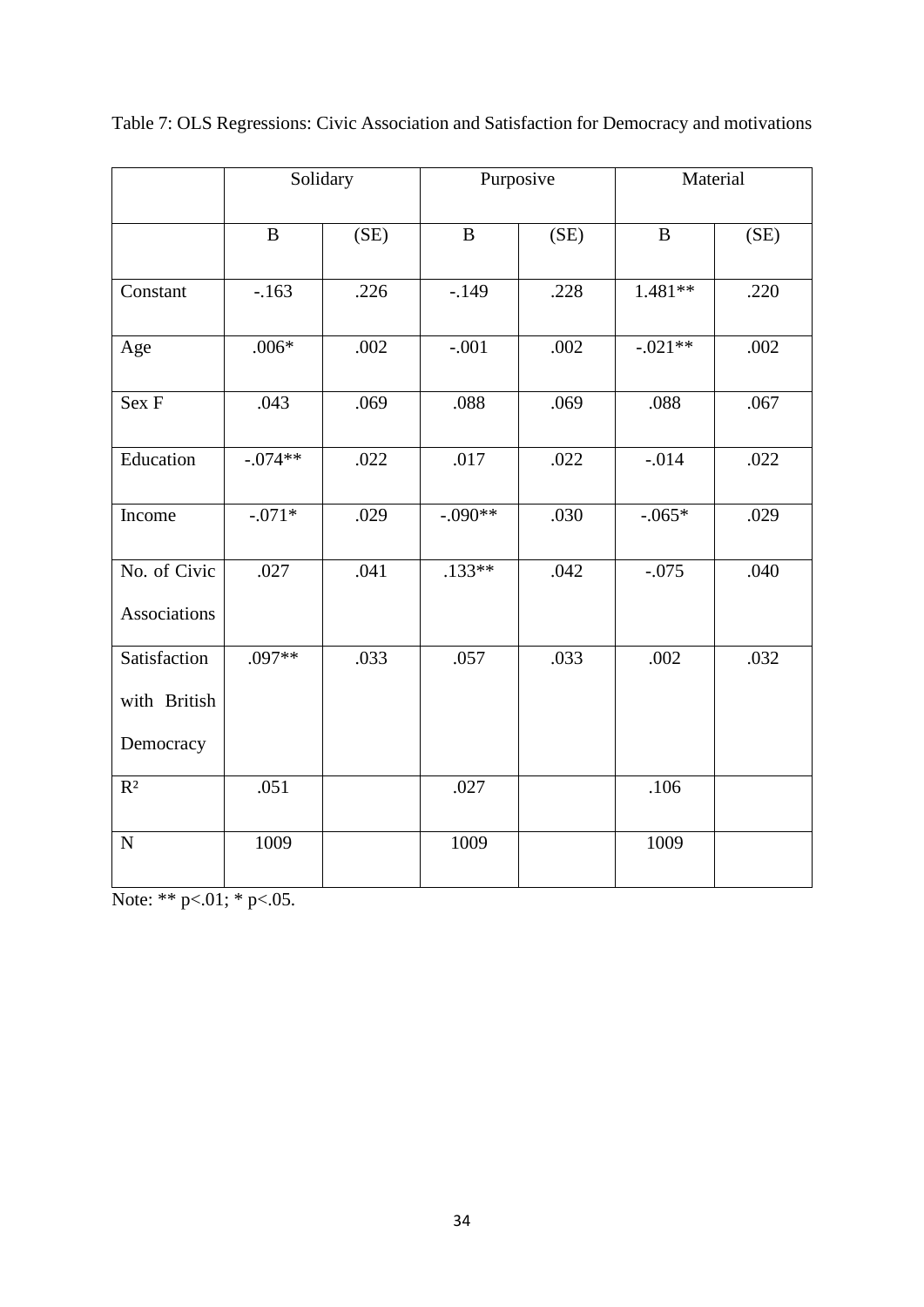Table 7: OLS Regressions: Civic Association and Satisfaction for Democracy and motivations

| | Solidary | | Purposive | | Material | |
|---|---|---|---|---|---|---|
| | B | (SE) | B | (SE) | B | (SE) |
| Constant | -.163 | .226 | -.149 | .228 | 1.481** | .220 |
| Age | .006* | .002 | -.001 | .002 | -.021** | .002 |
| Sex F | .043 | .069 | .088 | .069 | .088 | .067 |
| Education | -.074** | .022 | .017 | .022 | -.014 | .022 |
| Income | -.071* | .029 | -.090** | .030 | -.065* | .029 |
| No. of Civic Associations | .027 | .041 | .133** | .042 | -.075 | .040 |
| Satisfaction with British Democracy | .097** | .033 | .057 | .033 | .002 | .032 |
| $R^2$ | .051 | | .027 | | .106 | |
| N | 1009 | | 1009 | | 1009 | |

Note: ** p<.01; * p<.05.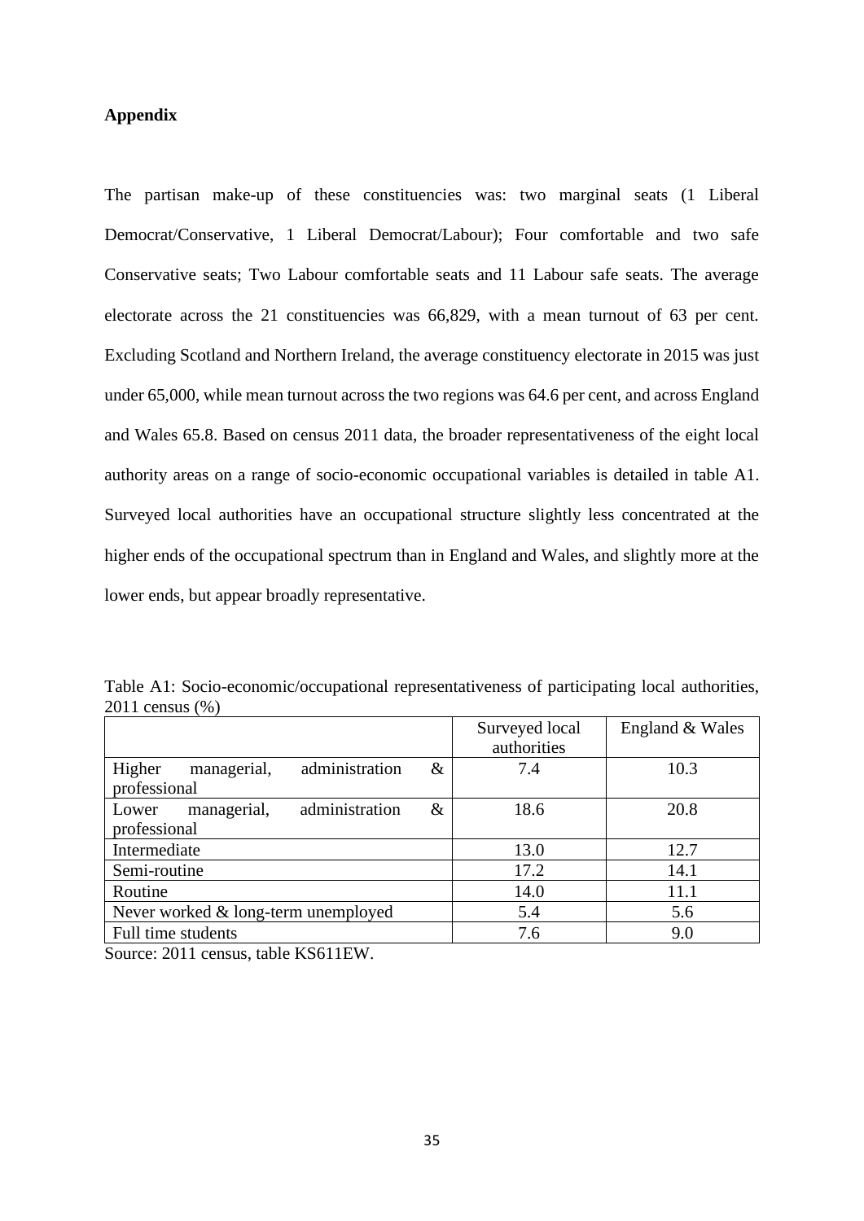**Appendix**

The partisan make-up of these constituencies was: two marginal seats (1 Liberal Democrat/Conservative, 1 Liberal Democrat/Labour); Four comfortable and two safe Conservative seats; Two Labour comfortable seats and 11 Labour safe seats. The average electorate across the 21 constituencies was 66,829, with a mean turnout of 63 per cent. Excluding Scotland and Northern Ireland, the average constituency electorate in 2015 was just under 65,000, while mean turnout across the two regions was 64.6 per cent, and across England and Wales 65.8. Based on census 2011 data, the broader representativeness of the eight local authority areas on a range of socio-economic occupational variables is detailed in table A1. Surveyed local authorities have an occupational structure slightly less concentrated at the higher ends of the occupational spectrum than in England and Wales, and slightly more at the lower ends, but appear broadly representative.

Table A1: Socio-economic/occupational representativeness of participating local authorities, 2011 census (%)

| | Surveyed local authorities | England & Wales |
|---|---|---|
| Higher managerial, administration & professional | 7.4 | 10.3 |
| Lower managerial, administration & professional | 18.6 | 20.8 |
| Intermediate | 13.0 | 12.7 |
| Semi-routine | 17.2 | 14.1 |
| Routine | 14.0 | 11.1 |
| Never worked & long-term unemployed | 5.4 | 5.6 |
| Full time students | 7.6 | 9.0 |

Source: 2011 census, table KS611EW.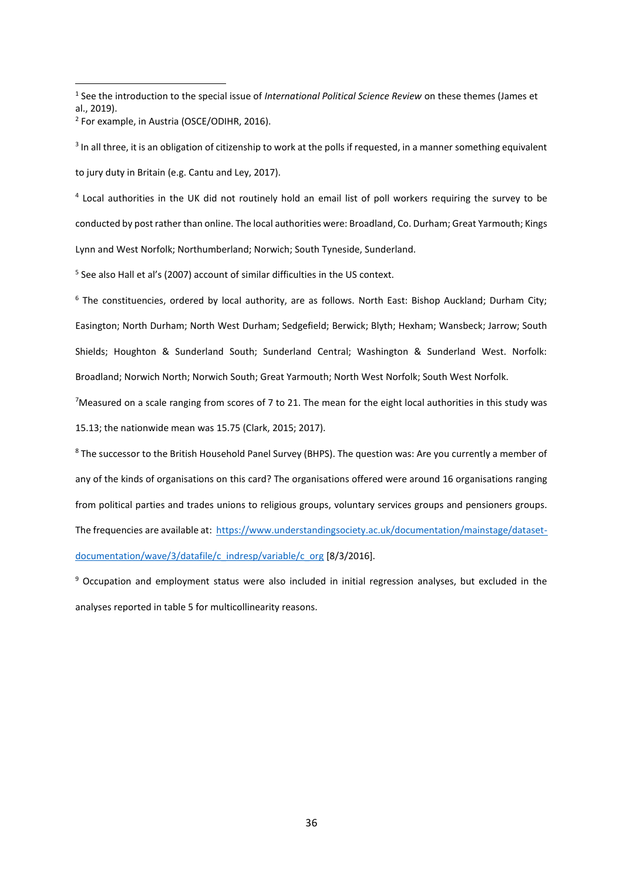[1] See the introduction to the special issue of *International Political Science Review* on these themes (James et al., 2019).

[2] For example, in Austria (OSCE/ODIHR, 2016).

[3] In all three, it is an obligation of citizenship to work at the polls if requested, in a manner something equivalent to jury duty in Britain (e.g. Cantu and Ley, 2017).

[4] Local authorities in the UK did not routinely hold an email list of poll workers requiring the survey to be conducted by post rather than online. The local authorities were: Broadland, Co. Durham; Great Yarmouth; Kings Lynn and West Norfolk; Northumberland; Norwich; South Tyneside, Sunderland.

[5] See also Hall et al's (2007) account of similar difficulties in the US context.

[6] The constituencies, ordered by local authority, are as follows. North East: Bishop Auckland; Durham City; Easington; North Durham; North West Durham; Sedgefield; Berwick; Blyth; Hexham; Wansbeck; Jarrow; South Shields; Houghton & Sunderland South; Sunderland Central; Washington & Sunderland West. Norfolk: Broadland; Norwich North; Norwich South; Great Yarmouth; North West Norfolk; South West Norfolk.

[7] Measured on a scale ranging from scores of 7 to 21. The mean for the eight local authorities in this study was 15.13; the nationwide mean was 15.75 (Clark, 2015; 2017).

[8] The successor to the British Household Panel Survey (BHPS). The question was: Are you currently a member of any of the kinds of organisations on this card? The organisations offered were around 16 organisations ranging from political parties and trades unions to religious groups, voluntary services groups and pensioners groups. The frequencies are available at: https://www.understandingsociety.ac.uk/documentation/mainstage/dataset-documentation/wave/3/datafile/c_indresp/variable/c_org [8/3/2016].

[9] Occupation and employment status were also included in initial regression analyses, but excluded in the analyses reported in table 5 for multicollinearity reasons.